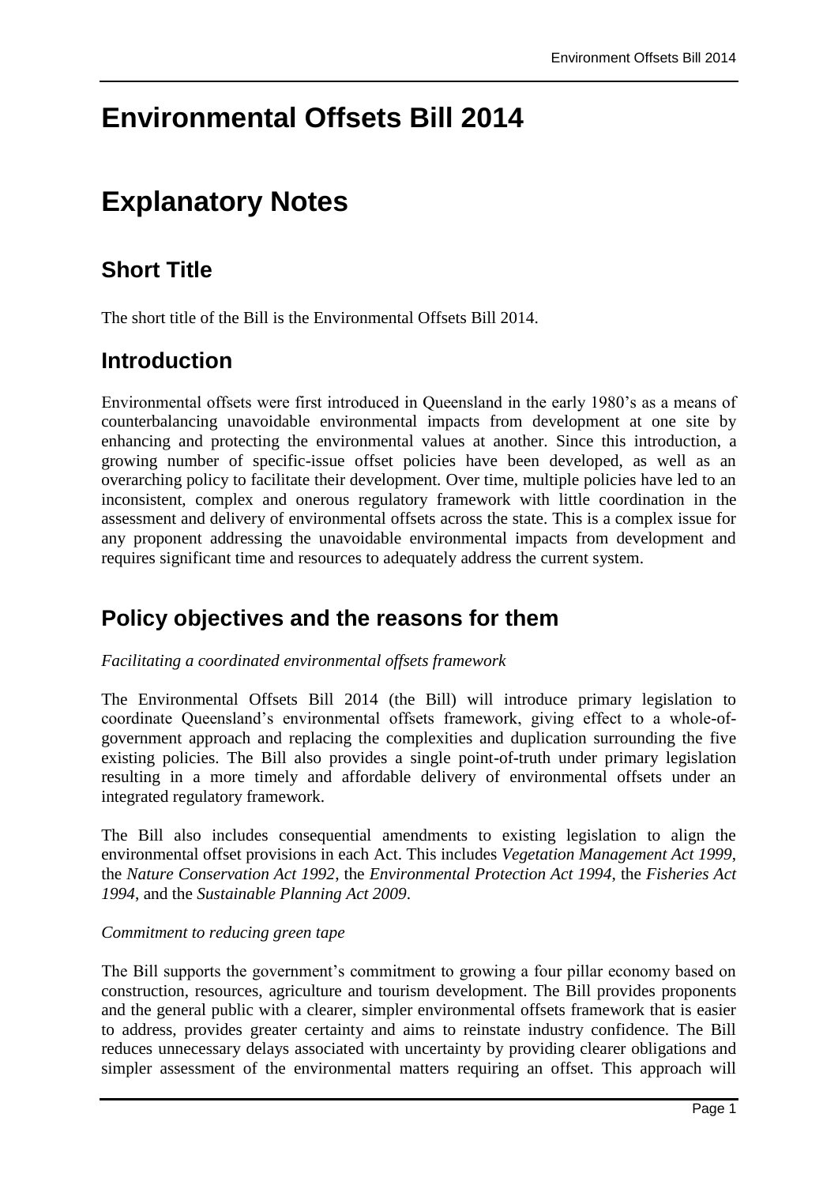# Environmental Offsets Bill 2014

# Explanatory Notes

## Short Title

The short title of the Bill is the Environmental Offsets Bill 2014.

## Introduction

Environmental offsets were first introduced in Queensland in the early 1980's as a means of counterbalancing unavoidable environmental impacts from development at one site by enhancing and protecting the environmental values at another. Since this introduction, a growing number of specific-issue offset policies have been developed, as well as an overarching policy to facilitate their development. Over time, multiple policies have led to an inconsistent, complex and onerous regulatory framework with little coordination in the assessment and delivery of environmental offsets across the state. This is a complex issue for any proponent addressing the unavoidable environmental impacts from development and requires significant time and resources to adequately address the current system.

## Policy objectives and the reasons for them

*Facilitating a coordinated environmental offsets framework*

The Environmental Offsets Bill 2014 (the Bill) will introduce primary legislation to coordinate Queensland's environmental offsets framework, giving effect to a whole-of-government approach and replacing the complexities and duplication surrounding the five existing policies. The Bill also provides a single point-of-truth under primary legislation resulting in a more timely and affordable delivery of environmental offsets under an integrated regulatory framework.

The Bill also includes consequential amendments to existing legislation to align the environmental offset provisions in each Act. This includes *Vegetation Management Act 1999*, the *Nature Conservation Act 1992*, the *Environmental Protection Act 1994*, the *Fisheries Act 1994*, and the *Sustainable Planning Act 2009*.

*Commitment to reducing green tape*

The Bill supports the government's commitment to growing a four pillar economy based on construction, resources, agriculture and tourism development. The Bill provides proponents and the general public with a clearer, simpler environmental offsets framework that is easier to address, provides greater certainty and aims to reinstate industry confidence. The Bill reduces unnecessary delays associated with uncertainty by providing clearer obligations and simpler assessment of the environmental matters requiring an offset. This approach will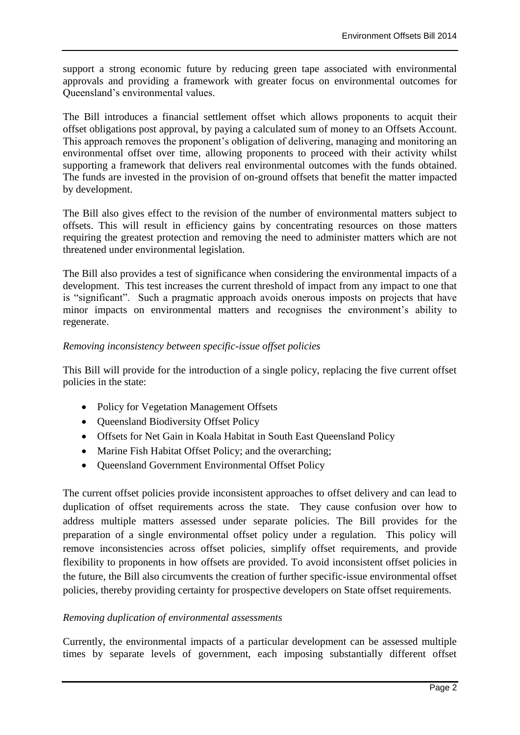support a strong economic future by reducing green tape associated with environmental approvals and providing a framework with greater focus on environmental outcomes for Queensland's environmental values.

The Bill introduces a financial settlement offset which allows proponents to acquit their offset obligations post approval, by paying a calculated sum of money to an Offsets Account. This approach removes the proponent's obligation of delivering, managing and monitoring an environmental offset over time, allowing proponents to proceed with their activity whilst supporting a framework that delivers real environmental outcomes with the funds obtained. The funds are invested in the provision of on-ground offsets that benefit the matter impacted by development.

The Bill also gives effect to the revision of the number of environmental matters subject to offsets. This will result in efficiency gains by concentrating resources on those matters requiring the greatest protection and removing the need to administer matters which are not threatened under environmental legislation.

The Bill also provides a test of significance when considering the environmental impacts of a development. This test increases the current threshold of impact from any impact to one that is "significant". Such a pragmatic approach avoids onerous imposts on projects that have minor impacts on environmental matters and recognises the environment's ability to regenerate.

*Removing inconsistency between specific-issue offset policies*

This Bill will provide for the introduction of a single policy, replacing the five current offset policies in the state:

- Policy for Vegetation Management Offsets
- Queensland Biodiversity Offset Policy
- Offsets for Net Gain in Koala Habitat in South East Queensland Policy
- Marine Fish Habitat Offset Policy; and the overarching;
- Queensland Government Environmental Offset Policy

The current offset policies provide inconsistent approaches to offset delivery and can lead to duplication of offset requirements across the state. They cause confusion over how to address multiple matters assessed under separate policies. The Bill provides for the preparation of a single environmental offset policy under a regulation. This policy will remove inconsistencies across offset policies, simplify offset requirements, and provide flexibility to proponents in how offsets are provided. To avoid inconsistent offset policies in the future, the Bill also circumvents the creation of further specific-issue environmental offset policies, thereby providing certainty for prospective developers on State offset requirements.

*Removing duplication of environmental assessments*

Currently, the environmental impacts of a particular development can be assessed multiple times by separate levels of government, each imposing substantially different offset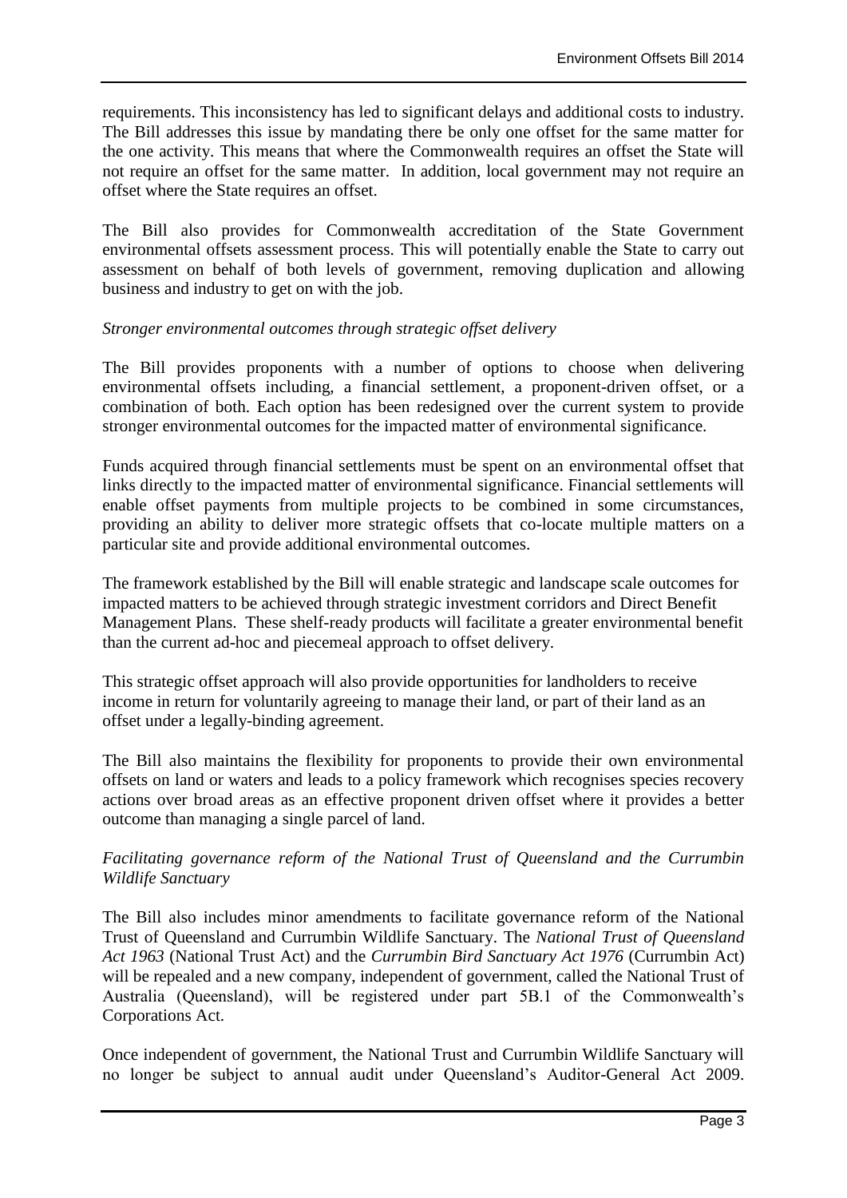requirements. This inconsistency has led to significant delays and additional costs to industry. The Bill addresses this issue by mandating there be only one offset for the same matter for the one activity. This means that where the Commonwealth requires an offset the State will not require an offset for the same matter. In addition, local government may not require an offset where the State requires an offset.

The Bill also provides for Commonwealth accreditation of the State Government environmental offsets assessment process. This will potentially enable the State to carry out assessment on behalf of both levels of government, removing duplication and allowing business and industry to get on with the job.

*Stronger environmental outcomes through strategic offset delivery*

The Bill provides proponents with a number of options to choose when delivering environmental offsets including, a financial settlement, a proponent-driven offset, or a combination of both. Each option has been redesigned over the current system to provide stronger environmental outcomes for the impacted matter of environmental significance.

Funds acquired through financial settlements must be spent on an environmental offset that links directly to the impacted matter of environmental significance. Financial settlements will enable offset payments from multiple projects to be combined in some circumstances, providing an ability to deliver more strategic offsets that co-locate multiple matters on a particular site and provide additional environmental outcomes.

The framework established by the Bill will enable strategic and landscape scale outcomes for impacted matters to be achieved through strategic investment corridors and Direct Benefit Management Plans. These shelf-ready products will facilitate a greater environmental benefit than the current ad-hoc and piecemeal approach to offset delivery.

This strategic offset approach will also provide opportunities for landholders to receive income in return for voluntarily agreeing to manage their land, or part of their land as an offset under a legally-binding agreement.

The Bill also maintains the flexibility for proponents to provide their own environmental offsets on land or waters and leads to a policy framework which recognises species recovery actions over broad areas as an effective proponent driven offset where it provides a better outcome than managing a single parcel of land.

*Facilitating governance reform of the National Trust of Queensland and the Currumbin Wildlife Sanctuary*

The Bill also includes minor amendments to facilitate governance reform of the National Trust of Queensland and Currumbin Wildlife Sanctuary. The *National Trust of Queensland Act 1963* (National Trust Act) and the *Currumbin Bird Sanctuary Act 1976* (Currumbin Act) will be repealed and a new company, independent of government, called the National Trust of Australia (Queensland), will be registered under part 5B.1 of the Commonwealth's Corporations Act.

Once independent of government, the National Trust and Currumbin Wildlife Sanctuary will no longer be subject to annual audit under Queensland's Auditor-General Act 2009.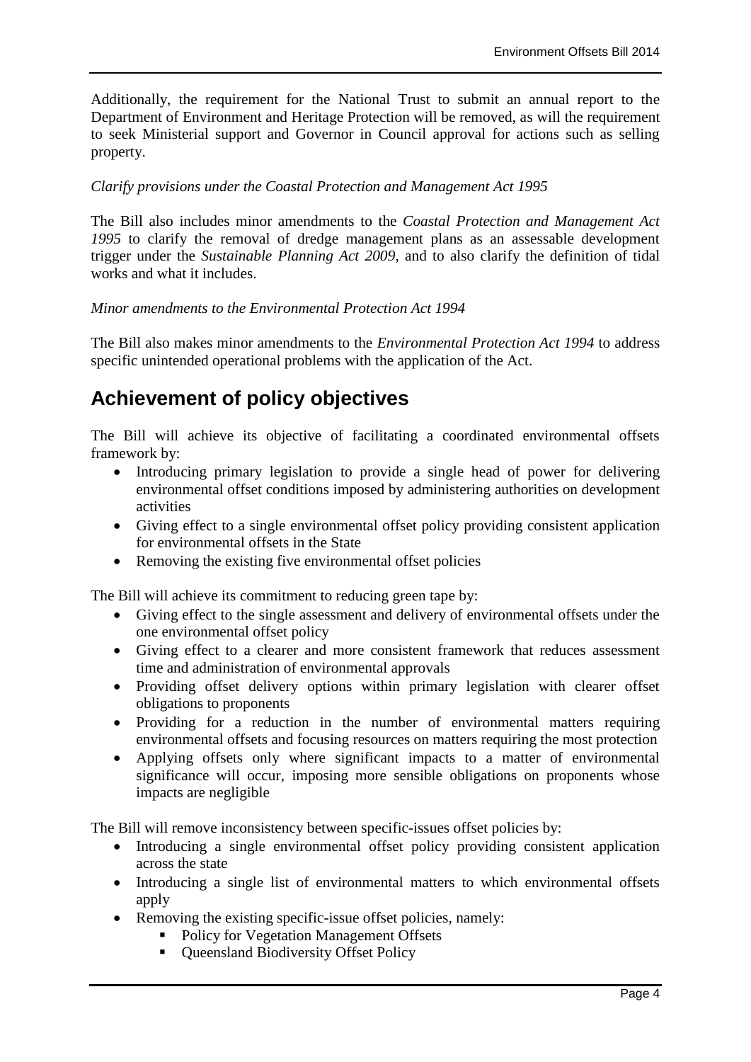Additionally, the requirement for the National Trust to submit an annual report to the Department of Environment and Heritage Protection will be removed, as will the requirement to seek Ministerial support and Governor in Council approval for actions such as selling property.

*Clarify provisions under the Coastal Protection and Management Act 1995*

The Bill also includes minor amendments to the *Coastal Protection and Management Act 1995* to clarify the removal of dredge management plans as an assessable development trigger under the *Sustainable Planning Act 2009*, and to also clarify the definition of tidal works and what it includes.

*Minor amendments to the Environmental Protection Act 1994*

The Bill also makes minor amendments to the *Environmental Protection Act 1994* to address specific unintended operational problems with the application of the Act.

## Achievement of policy objectives

The Bill will achieve its objective of facilitating a coordinated environmental offsets framework by:

- Introducing primary legislation to provide a single head of power for delivering environmental offset conditions imposed by administering authorities on development activities
- Giving effect to a single environmental offset policy providing consistent application for environmental offsets in the State
- Removing the existing five environmental offset policies

The Bill will achieve its commitment to reducing green tape by:

- Giving effect to the single assessment and delivery of environmental offsets under the one environmental offset policy
- Giving effect to a clearer and more consistent framework that reduces assessment time and administration of environmental approvals
- Providing offset delivery options within primary legislation with clearer offset obligations to proponents
- Providing for a reduction in the number of environmental matters requiring environmental offsets and focusing resources on matters requiring the most protection
- Applying offsets only where significant impacts to a matter of environmental significance will occur, imposing more sensible obligations on proponents whose impacts are negligible

The Bill will remove inconsistency between specific-issues offset policies by:

- Introducing a single environmental offset policy providing consistent application across the state
- Introducing a single list of environmental matters to which environmental offsets apply
- Removing the existing specific-issue offset policies, namely:
  - Policy for Vegetation Management Offsets
  - Queensland Biodiversity Offset Policy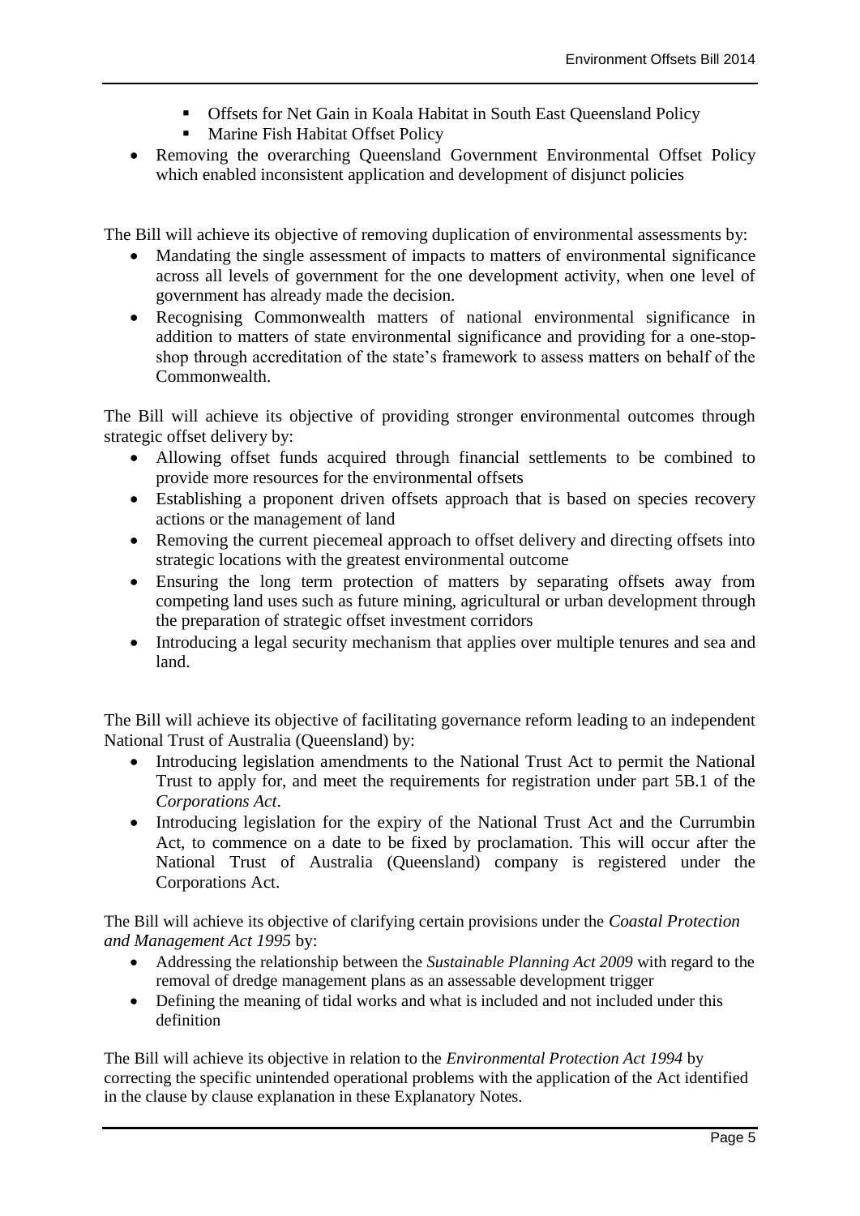- Offsets for Net Gain in Koala Habitat in South East Queensland Policy
  - Marine Fish Habitat Offset Policy
- Removing the overarching Queensland Government Environmental Offset Policy which enabled inconsistent application and development of disjunct policies

The Bill will achieve its objective of removing duplication of environmental assessments by:

- Mandating the single assessment of impacts to matters of environmental significance across all levels of government for the one development activity, when one level of government has already made the decision.
- Recognising Commonwealth matters of national environmental significance in addition to matters of state environmental significance and providing for a one-stop-shop through accreditation of the state's framework to assess matters on behalf of the Commonwealth.

The Bill will achieve its objective of providing stronger environmental outcomes through strategic offset delivery by:

- Allowing offset funds acquired through financial settlements to be combined to provide more resources for the environmental offsets
- Establishing a proponent driven offsets approach that is based on species recovery actions or the management of land
- Removing the current piecemeal approach to offset delivery and directing offsets into strategic locations with the greatest environmental outcome
- Ensuring the long term protection of matters by separating offsets away from competing land uses such as future mining, agricultural or urban development through the preparation of strategic offset investment corridors
- Introducing a legal security mechanism that applies over multiple tenures and sea and land.

The Bill will achieve its objective of facilitating governance reform leading to an independent National Trust of Australia (Queensland) by:

- Introducing legislation amendments to the National Trust Act to permit the National Trust to apply for, and meet the requirements for registration under part 5B.1 of the *Corporations Act*.
- Introducing legislation for the expiry of the National Trust Act and the Currumbin Act, to commence on a date to be fixed by proclamation. This will occur after the National Trust of Australia (Queensland) company is registered under the Corporations Act.

The Bill will achieve its objective of clarifying certain provisions under the *Coastal Protection and Management Act 1995* by:

- Addressing the relationship between the *Sustainable Planning Act 2009* with regard to the removal of dredge management plans as an assessable development trigger
- Defining the meaning of tidal works and what is included and not included under this definition

The Bill will achieve its objective in relation to the *Environmental Protection Act 1994* by correcting the specific unintended operational problems with the application of the Act identified in the clause by clause explanation in these Explanatory Notes.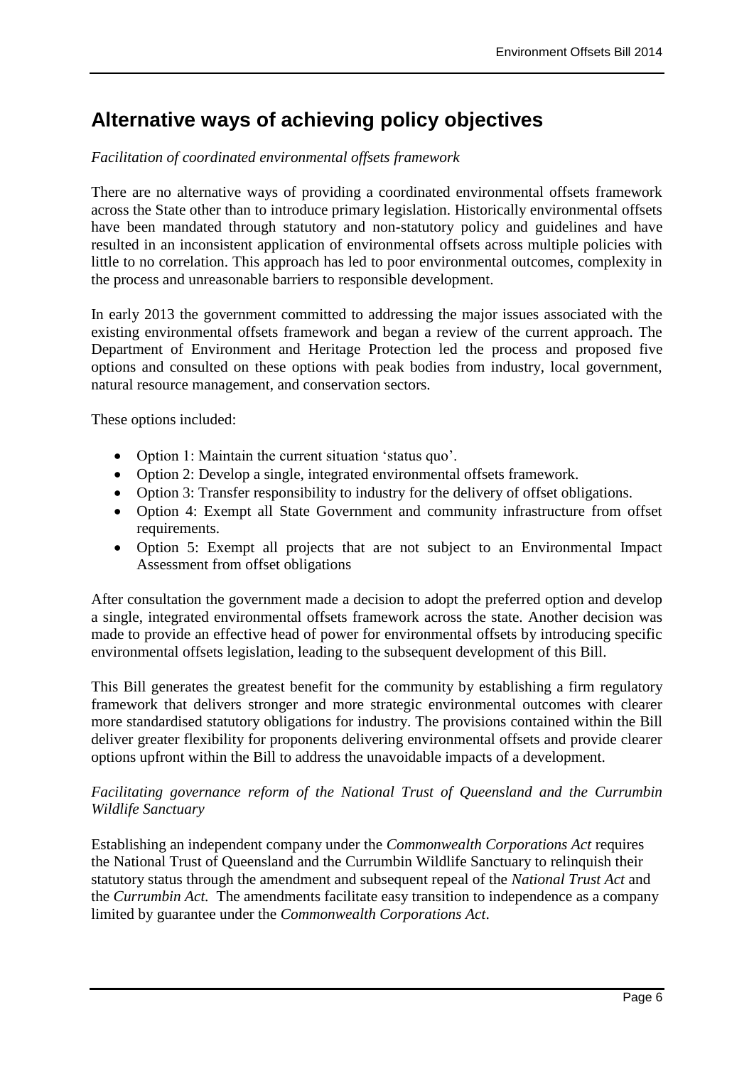## Alternative ways of achieving policy objectives

*Facilitation of coordinated environmental offsets framework*

There are no alternative ways of providing a coordinated environmental offsets framework across the State other than to introduce primary legislation. Historically environmental offsets have been mandated through statutory and non-statutory policy and guidelines and have resulted in an inconsistent application of environmental offsets across multiple policies with little to no correlation. This approach has led to poor environmental outcomes, complexity in the process and unreasonable barriers to responsible development.

In early 2013 the government committed to addressing the major issues associated with the existing environmental offsets framework and began a review of the current approach. The Department of Environment and Heritage Protection led the process and proposed five options and consulted on these options with peak bodies from industry, local government, natural resource management, and conservation sectors.

These options included:

- Option 1: Maintain the current situation 'status quo'.
- Option 2: Develop a single, integrated environmental offsets framework.
- Option 3: Transfer responsibility to industry for the delivery of offset obligations.
- Option 4: Exempt all State Government and community infrastructure from offset requirements.
- Option 5: Exempt all projects that are not subject to an Environmental Impact Assessment from offset obligations

After consultation the government made a decision to adopt the preferred option and develop a single, integrated environmental offsets framework across the state. Another decision was made to provide an effective head of power for environmental offsets by introducing specific environmental offsets legislation, leading to the subsequent development of this Bill.

This Bill generates the greatest benefit for the community by establishing a firm regulatory framework that delivers stronger and more strategic environmental outcomes with clearer more standardised statutory obligations for industry. The provisions contained within the Bill deliver greater flexibility for proponents delivering environmental offsets and provide clearer options upfront within the Bill to address the unavoidable impacts of a development.

*Facilitating governance reform of the National Trust of Queensland and the Currumbin Wildlife Sanctuary*

Establishing an independent company under the *Commonwealth Corporations Act* requires the National Trust of Queensland and the Currumbin Wildlife Sanctuary to relinquish their statutory status through the amendment and subsequent repeal of the *National Trust Act* and the *Currumbin Act.* The amendments facilitate easy transition to independence as a company limited by guarantee under the *Commonwealth Corporations Act*.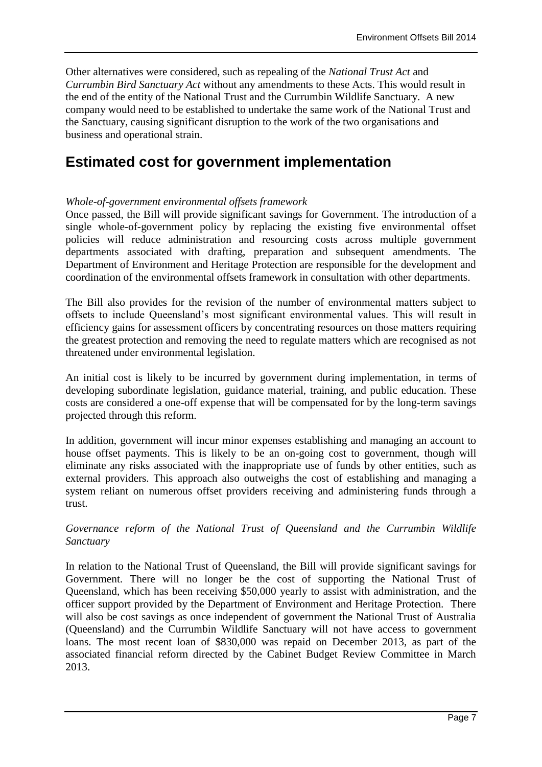Other alternatives were considered, such as repealing of the *National Trust Act* and *Currumbin Bird Sanctuary Act* without any amendments to these Acts. This would result in the end of the entity of the National Trust and the Currumbin Wildlife Sanctuary. A new company would need to be established to undertake the same work of the National Trust and the Sanctuary, causing significant disruption to the work of the two organisations and business and operational strain.

## Estimated cost for government implementation

*Whole-of-government environmental offsets framework*

Once passed, the Bill will provide significant savings for Government. The introduction of a single whole-of-government policy by replacing the existing five environmental offset policies will reduce administration and resourcing costs across multiple government departments associated with drafting, preparation and subsequent amendments. The Department of Environment and Heritage Protection are responsible for the development and coordination of the environmental offsets framework in consultation with other departments.

The Bill also provides for the revision of the number of environmental matters subject to offsets to include Queensland's most significant environmental values. This will result in efficiency gains for assessment officers by concentrating resources on those matters requiring the greatest protection and removing the need to regulate matters which are recognised as not threatened under environmental legislation.

An initial cost is likely to be incurred by government during implementation, in terms of developing subordinate legislation, guidance material, training, and public education. These costs are considered a one-off expense that will be compensated for by the long-term savings projected through this reform.

In addition, government will incur minor expenses establishing and managing an account to house offset payments. This is likely to be an on-going cost to government, though will eliminate any risks associated with the inappropriate use of funds by other entities, such as external providers. This approach also outweighs the cost of establishing and managing a system reliant on numerous offset providers receiving and administering funds through a trust.

*Governance reform of the National Trust of Queensland and the Currumbin Wildlife Sanctuary*

In relation to the National Trust of Queensland, the Bill will provide significant savings for Government. There will no longer be the cost of supporting the National Trust of Queensland, which has been receiving \$50,000 yearly to assist with administration, and the officer support provided by the Department of Environment and Heritage Protection. There will also be cost savings as once independent of government the National Trust of Australia (Queensland) and the Currumbin Wildlife Sanctuary will not have access to government loans. The most recent loan of \$830,000 was repaid on December 2013, as part of the associated financial reform directed by the Cabinet Budget Review Committee in March 2013.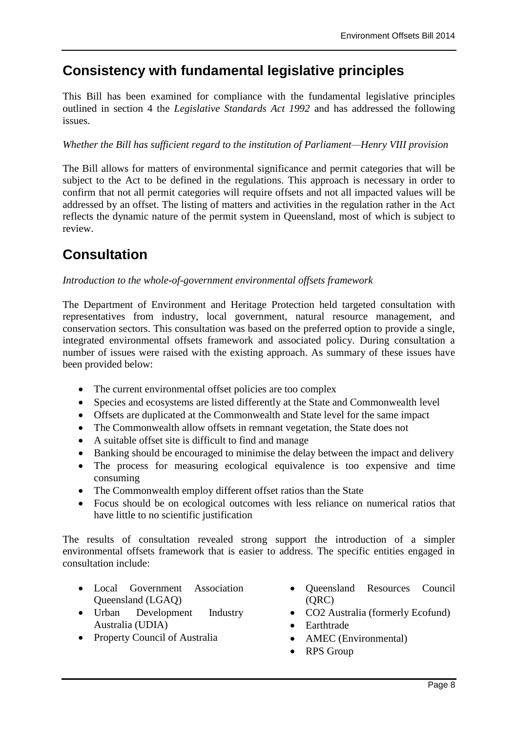## Consistency with fundamental legislative principles

This Bill has been examined for compliance with the fundamental legislative principles outlined in section 4 the *Legislative Standards Act 1992* and has addressed the following issues.

*Whether the Bill has sufficient regard to the institution of Parliament—Henry VIII provision*

The Bill allows for matters of environmental significance and permit categories that will be subject to the Act to be defined in the regulations. This approach is necessary in order to confirm that not all permit categories will require offsets and not all impacted values will be addressed by an offset. The listing of matters and activities in the regulation rather in the Act reflects the dynamic nature of the permit system in Queensland, most of which is subject to review.

## Consultation

*Introduction to the whole-of-government environmental offsets framework*

The Department of Environment and Heritage Protection held targeted consultation with representatives from industry, local government, natural resource management, and conservation sectors. This consultation was based on the preferred option to provide a single, integrated environmental offsets framework and associated policy. During consultation a number of issues were raised with the existing approach. As summary of these issues have been provided below:

- The current environmental offset policies are too complex
- Species and ecosystems are listed differently at the State and Commonwealth level
- Offsets are duplicated at the Commonwealth and State level for the same impact
- The Commonwealth allow offsets in remnant vegetation, the State does not
- A suitable offset site is difficult to find and manage
- Banking should be encouraged to minimise the delay between the impact and delivery
- The process for measuring ecological equivalence is too expensive and time consuming
- The Commonwealth employ different offset ratios than the State
- Focus should be on ecological outcomes with less reliance on numerical ratios that have little to no scientific justification

The results of consultation revealed strong support the introduction of a simpler environmental offsets framework that is easier to address. The specific entities engaged in consultation include:

- Local Government Association Queensland (LGAQ)
- Urban Development Industry Australia (UDIA)
- Property Council of Australia
- Queensland Resources Council (QRC)
- CO2 Australia (formerly Ecofund)
- Earthtrade
- AMEC (Environmental)
- RPS Group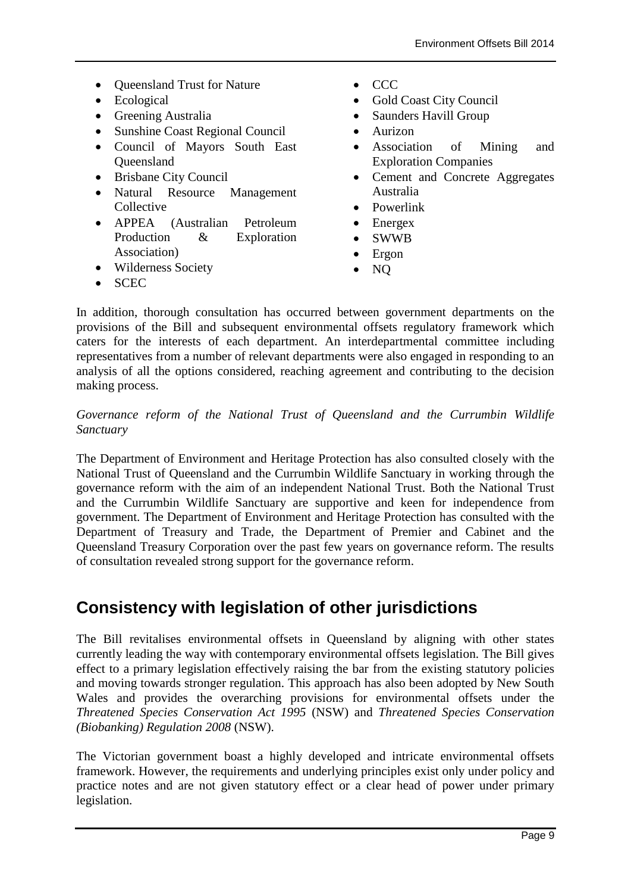- Queensland Trust for Nature
- Ecological
- Greening Australia
- Sunshine Coast Regional Council
- Council of Mayors South East Queensland
- Brisbane City Council
- Natural Resource Management Collective
- APPEA (Australian Petroleum Production & Exploration Association)
- Wilderness Society
- SCEC
- CCC
- Gold Coast City Council
- Saunders Havill Group
- Aurizon
- Association of Mining and Exploration Companies
- Cement and Concrete Aggregates Australia
- Powerlink
- Energex
- SWWB
- Ergon
- NQ

In addition, thorough consultation has occurred between government departments on the provisions of the Bill and subsequent environmental offsets regulatory framework which caters for the interests of each department. An interdepartmental committee including representatives from a number of relevant departments were also engaged in responding to an analysis of all the options considered, reaching agreement and contributing to the decision making process.

*Governance reform of the National Trust of Queensland and the Currumbin Wildlife Sanctuary*

The Department of Environment and Heritage Protection has also consulted closely with the National Trust of Queensland and the Currumbin Wildlife Sanctuary in working through the governance reform with the aim of an independent National Trust. Both the National Trust and the Currumbin Wildlife Sanctuary are supportive and keen for independence from government. The Department of Environment and Heritage Protection has consulted with the Department of Treasury and Trade, the Department of Premier and Cabinet and the Queensland Treasury Corporation over the past few years on governance reform. The results of consultation revealed strong support for the governance reform.

## Consistency with legislation of other jurisdictions

The Bill revitalises environmental offsets in Queensland by aligning with other states currently leading the way with contemporary environmental offsets legislation. The Bill gives effect to a primary legislation effectively raising the bar from the existing statutory policies and moving towards stronger regulation. This approach has also been adopted by New South Wales and provides the overarching provisions for environmental offsets under the *Threatened Species Conservation Act 1995* (NSW) and *Threatened Species Conservation (Biobanking) Regulation 2008* (NSW).

The Victorian government boast a highly developed and intricate environmental offsets framework. However, the requirements and underlying principles exist only under policy and practice notes and are not given statutory effect or a clear head of power under primary legislation.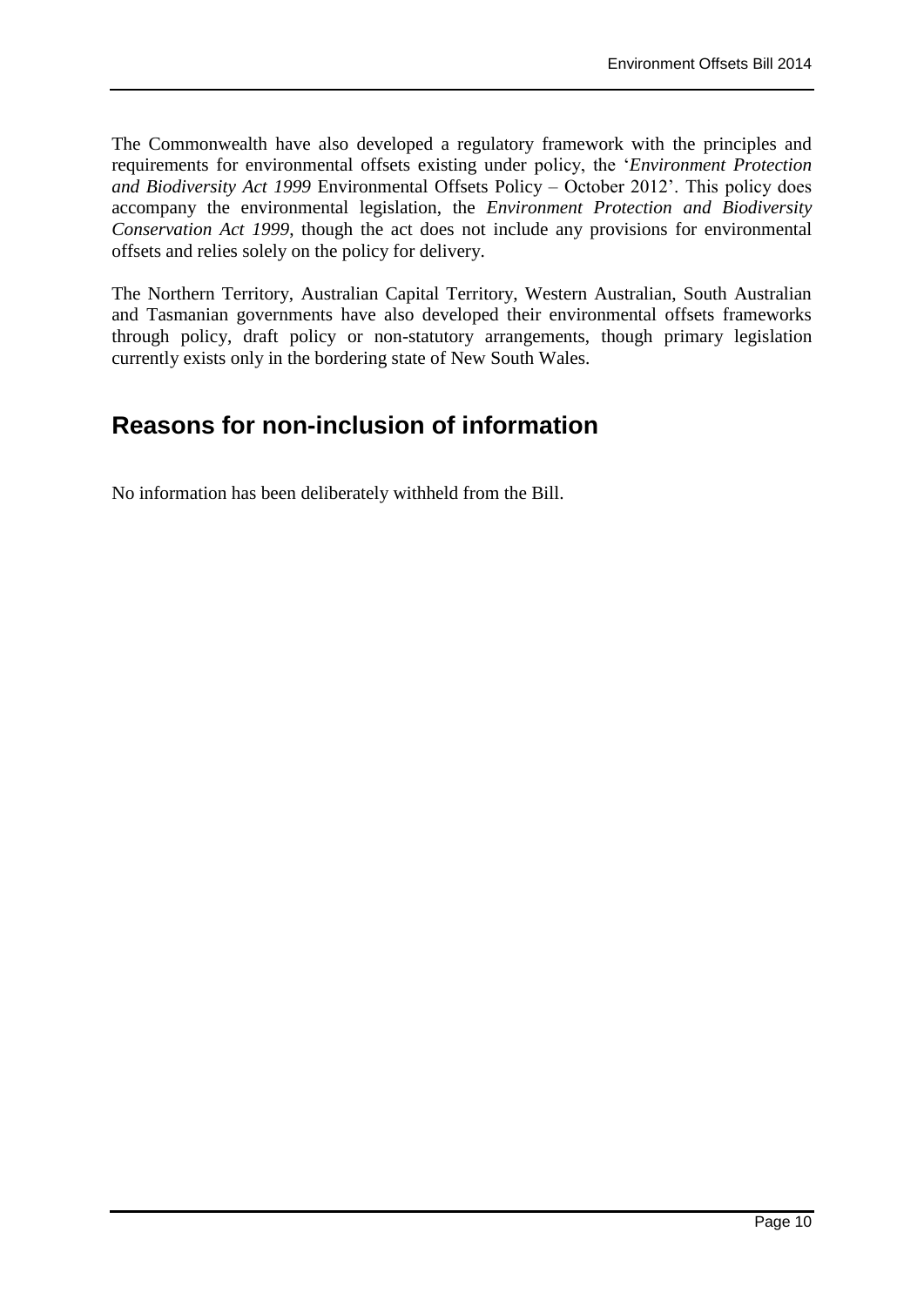The Commonwealth have also developed a regulatory framework with the principles and requirements for environmental offsets existing under policy, the '*Environment Protection and Biodiversity Act 1999* Environmental Offsets Policy – October 2012'. This policy does accompany the environmental legislation, the *Environment Protection and Biodiversity Conservation Act 1999*, though the act does not include any provisions for environmental offsets and relies solely on the policy for delivery.

The Northern Territory, Australian Capital Territory, Western Australian, South Australian and Tasmanian governments have also developed their environmental offsets frameworks through policy, draft policy or non-statutory arrangements, though primary legislation currently exists only in the bordering state of New South Wales.

## Reasons for non-inclusion of information

No information has been deliberately withheld from the Bill.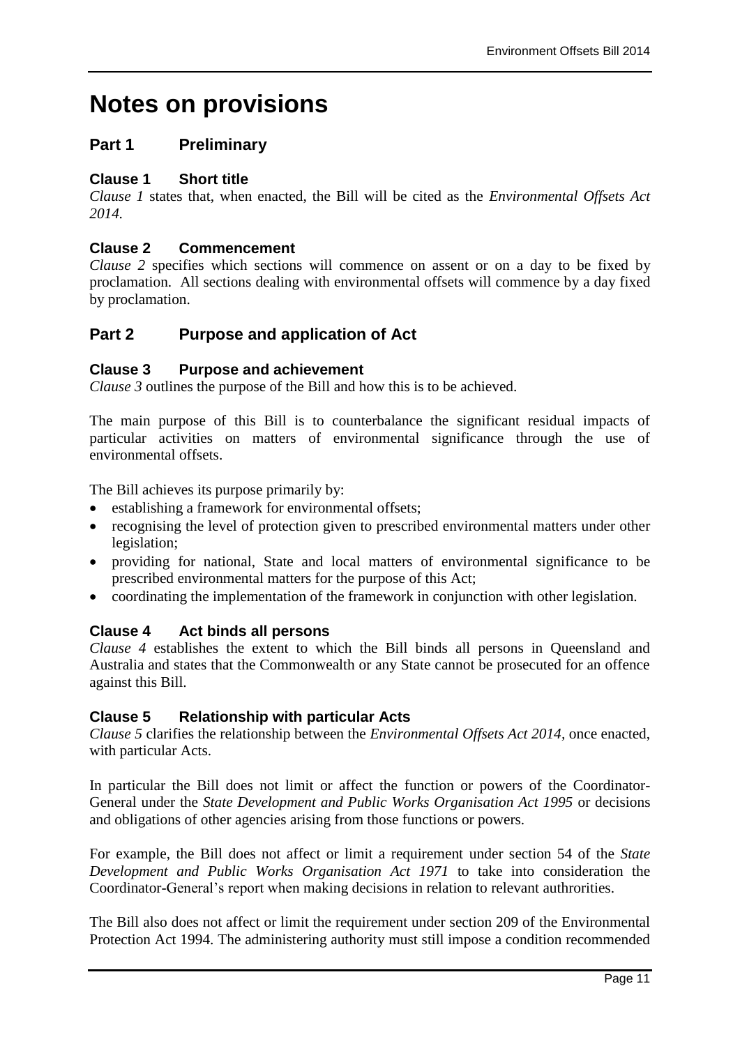# Notes on provisions

## Part 1 Preliminary

### Clause 1 Short title

*Clause 1* states that, when enacted, the Bill will be cited as the *Environmental Offsets Act 2014.*

### Clause 2 Commencement

*Clause 2* specifies which sections will commence on assent or on a day to be fixed by proclamation. All sections dealing with environmental offsets will commence by a day fixed by proclamation.

## Part 2 Purpose and application of Act

### Clause 3 Purpose and achievement

*Clause 3* outlines the purpose of the Bill and how this is to be achieved.

The main purpose of this Bill is to counterbalance the significant residual impacts of particular activities on matters of environmental significance through the use of environmental offsets.

The Bill achieves its purpose primarily by:

- establishing a framework for environmental offsets;
- recognising the level of protection given to prescribed environmental matters under other legislation;
- providing for national, State and local matters of environmental significance to be prescribed environmental matters for the purpose of this Act;
- coordinating the implementation of the framework in conjunction with other legislation.

### Clause 4 Act binds all persons

*Clause 4* establishes the extent to which the Bill binds all persons in Queensland and Australia and states that the Commonwealth or any State cannot be prosecuted for an offence against this Bill.

### Clause 5 Relationship with particular Acts

*Clause 5* clarifies the relationship between the *Environmental Offsets Act 2014*, once enacted, with particular Acts.

In particular the Bill does not limit or affect the function or powers of the Coordinator-General under the *State Development and Public Works Organisation Act 1995* or decisions and obligations of other agencies arising from those functions or powers.

For example, the Bill does not affect or limit a requirement under section 54 of the *State Development and Public Works Organisation Act 1971* to take into consideration the Coordinator-General's report when making decisions in relation to relevant authrorities.

The Bill also does not affect or limit the requirement under section 209 of the Environmental Protection Act 1994. The administering authority must still impose a condition recommended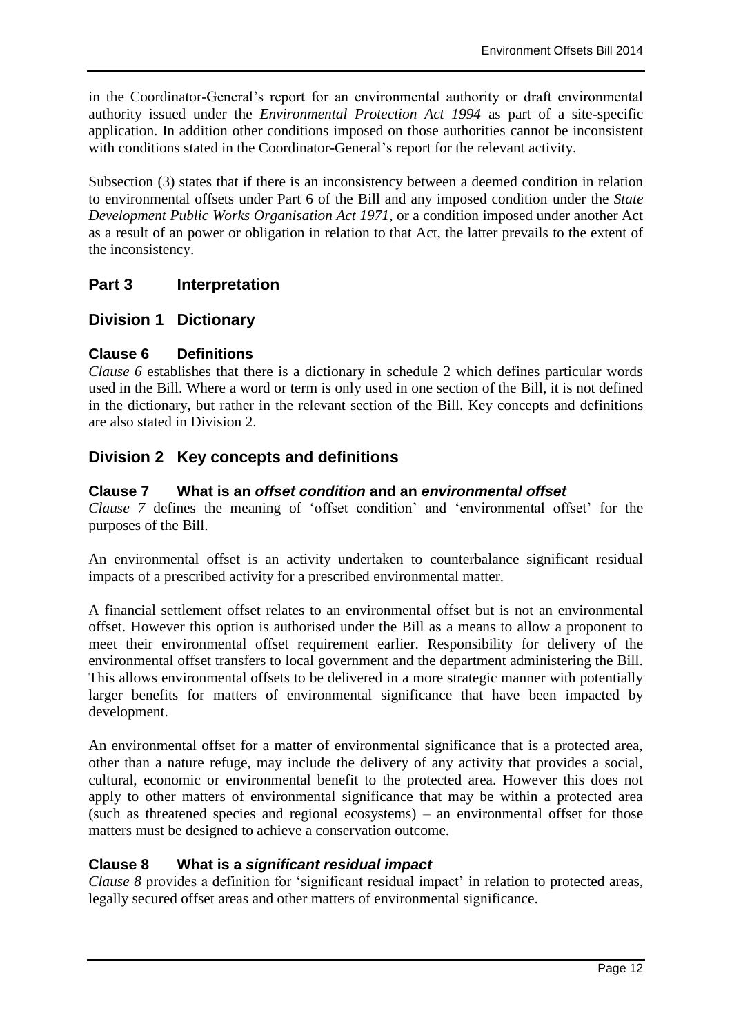in the Coordinator-General's report for an environmental authority or draft environmental authority issued under the *Environmental Protection Act 1994* as part of a site-specific application. In addition other conditions imposed on those authorities cannot be inconsistent with conditions stated in the Coordinator-General's report for the relevant activity.

Subsection (3) states that if there is an inconsistency between a deemed condition in relation to environmental offsets under Part 6 of the Bill and any imposed condition under the *State Development Public Works Organisation Act 1971*, or a condition imposed under another Act as a result of an power or obligation in relation to that Act, the latter prevails to the extent of the inconsistency.

## Part 3 Interpretation

## Division 1 Dictionary

### Clause 6 Definitions

*Clause 6* establishes that there is a dictionary in schedule 2 which defines particular words used in the Bill. Where a word or term is only used in one section of the Bill, it is not defined in the dictionary, but rather in the relevant section of the Bill. Key concepts and definitions are also stated in Division 2.

## Division 2 Key concepts and definitions

### Clause 7 What is an *offset condition* and an *environmental offset*

*Clause 7* defines the meaning of 'offset condition' and 'environmental offset' for the purposes of the Bill.

An environmental offset is an activity undertaken to counterbalance significant residual impacts of a prescribed activity for a prescribed environmental matter.

A financial settlement offset relates to an environmental offset but is not an environmental offset. However this option is authorised under the Bill as a means to allow a proponent to meet their environmental offset requirement earlier. Responsibility for delivery of the environmental offset transfers to local government and the department administering the Bill. This allows environmental offsets to be delivered in a more strategic manner with potentially larger benefits for matters of environmental significance that have been impacted by development.

An environmental offset for a matter of environmental significance that is a protected area, other than a nature refuge, may include the delivery of any activity that provides a social, cultural, economic or environmental benefit to the protected area. However this does not apply to other matters of environmental significance that may be within a protected area (such as threatened species and regional ecosystems) – an environmental offset for those matters must be designed to achieve a conservation outcome.

### Clause 8 What is a *significant residual impact*

*Clause 8* provides a definition for 'significant residual impact' in relation to protected areas, legally secured offset areas and other matters of environmental significance.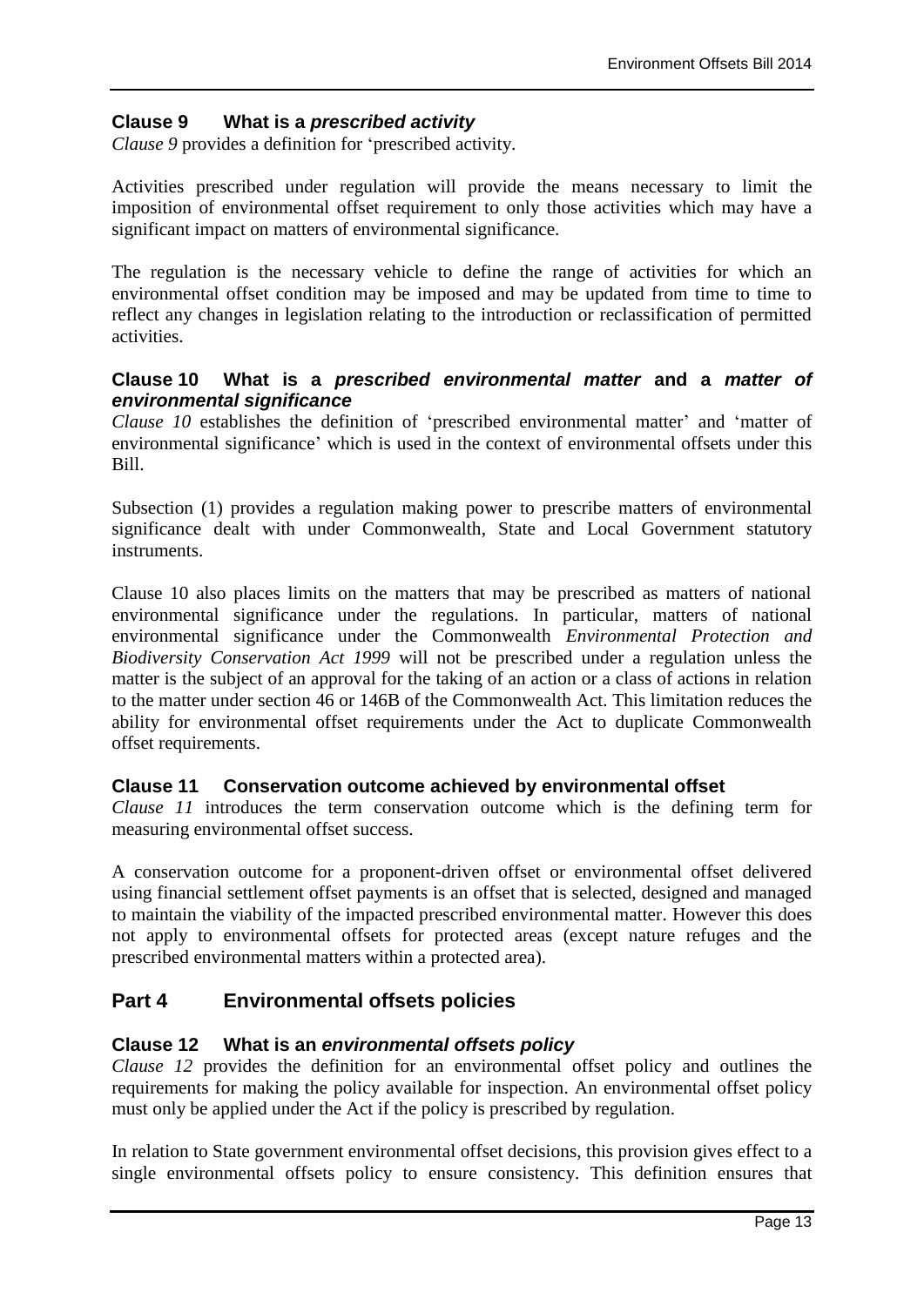### Clause 9 What is a *prescribed activity*

*Clause 9* provides a definition for 'prescribed activity.

Activities prescribed under regulation will provide the means necessary to limit the imposition of environmental offset requirement to only those activities which may have a significant impact on matters of environmental significance.

The regulation is the necessary vehicle to define the range of activities for which an environmental offset condition may be imposed and may be updated from time to time to reflect any changes in legislation relating to the introduction or reclassification of permitted activities.

### Clause 10 What is a *prescribed environmental matter* and a *matter of environmental significance*

*Clause 10* establishes the definition of 'prescribed environmental matter' and 'matter of environmental significance' which is used in the context of environmental offsets under this Bill.

Subsection (1) provides a regulation making power to prescribe matters of environmental significance dealt with under Commonwealth, State and Local Government statutory instruments.

Clause 10 also places limits on the matters that may be prescribed as matters of national environmental significance under the regulations. In particular, matters of national environmental significance under the Commonwealth *Environmental Protection and Biodiversity Conservation Act 1999* will not be prescribed under a regulation unless the matter is the subject of an approval for the taking of an action or a class of actions in relation to the matter under section 46 or 146B of the Commonwealth Act. This limitation reduces the ability for environmental offset requirements under the Act to duplicate Commonwealth offset requirements.

### Clause 11 Conservation outcome achieved by environmental offset

*Clause 11* introduces the term conservation outcome which is the defining term for measuring environmental offset success.

A conservation outcome for a proponent-driven offset or environmental offset delivered using financial settlement offset payments is an offset that is selected, designed and managed to maintain the viability of the impacted prescribed environmental matter. However this does not apply to environmental offsets for protected areas (except nature refuges and the prescribed environmental matters within a protected area).

## Part 4 Environmental offsets policies

### Clause 12 What is an *environmental offsets policy*

*Clause 12* provides the definition for an environmental offset policy and outlines the requirements for making the policy available for inspection. An environmental offset policy must only be applied under the Act if the policy is prescribed by regulation.

In relation to State government environmental offset decisions, this provision gives effect to a single environmental offsets policy to ensure consistency. This definition ensures that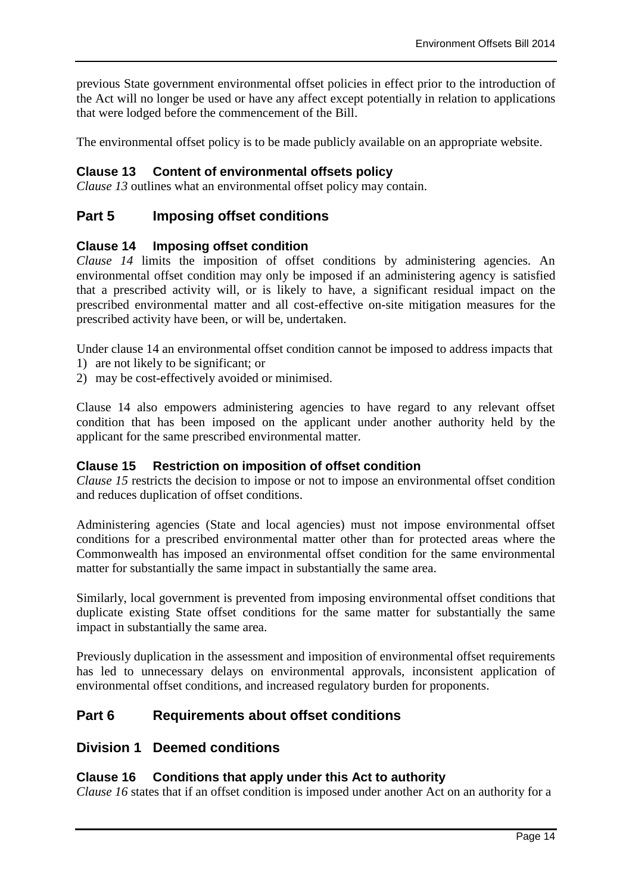previous State government environmental offset policies in effect prior to the introduction of the Act will no longer be used or have any affect except potentially in relation to applications that were lodged before the commencement of the Bill.

The environmental offset policy is to be made publicly available on an appropriate website.

### Clause 13 Content of environmental offsets policy

*Clause 13* outlines what an environmental offset policy may contain.

## Part 5 Imposing offset conditions

### Clause 14 Imposing offset condition

*Clause 14* limits the imposition of offset conditions by administering agencies. An environmental offset condition may only be imposed if an administering agency is satisfied that a prescribed activity will, or is likely to have, a significant residual impact on the prescribed environmental matter and all cost-effective on-site mitigation measures for the prescribed activity have been, or will be, undertaken.

Under clause 14 an environmental offset condition cannot be imposed to address impacts that

1) are not likely to be significant; or
2) may be cost-effectively avoided or minimised.

Clause 14 also empowers administering agencies to have regard to any relevant offset condition that has been imposed on the applicant under another authority held by the applicant for the same prescribed environmental matter.

### Clause 15 Restriction on imposition of offset condition

*Clause 15* restricts the decision to impose or not to impose an environmental offset condition and reduces duplication of offset conditions.

Administering agencies (State and local agencies) must not impose environmental offset conditions for a prescribed environmental matter other than for protected areas where the Commonwealth has imposed an environmental offset condition for the same environmental matter for substantially the same impact in substantially the same area.

Similarly, local government is prevented from imposing environmental offset conditions that duplicate existing State offset conditions for the same matter for substantially the same impact in substantially the same area.

Previously duplication in the assessment and imposition of environmental offset requirements has led to unnecessary delays on environmental approvals, inconsistent application of environmental offset conditions, and increased regulatory burden for proponents.

## Part 6 Requirements about offset conditions

## Division 1 Deemed conditions

### Clause 16 Conditions that apply under this Act to authority

*Clause 16* states that if an offset condition is imposed under another Act on an authority for a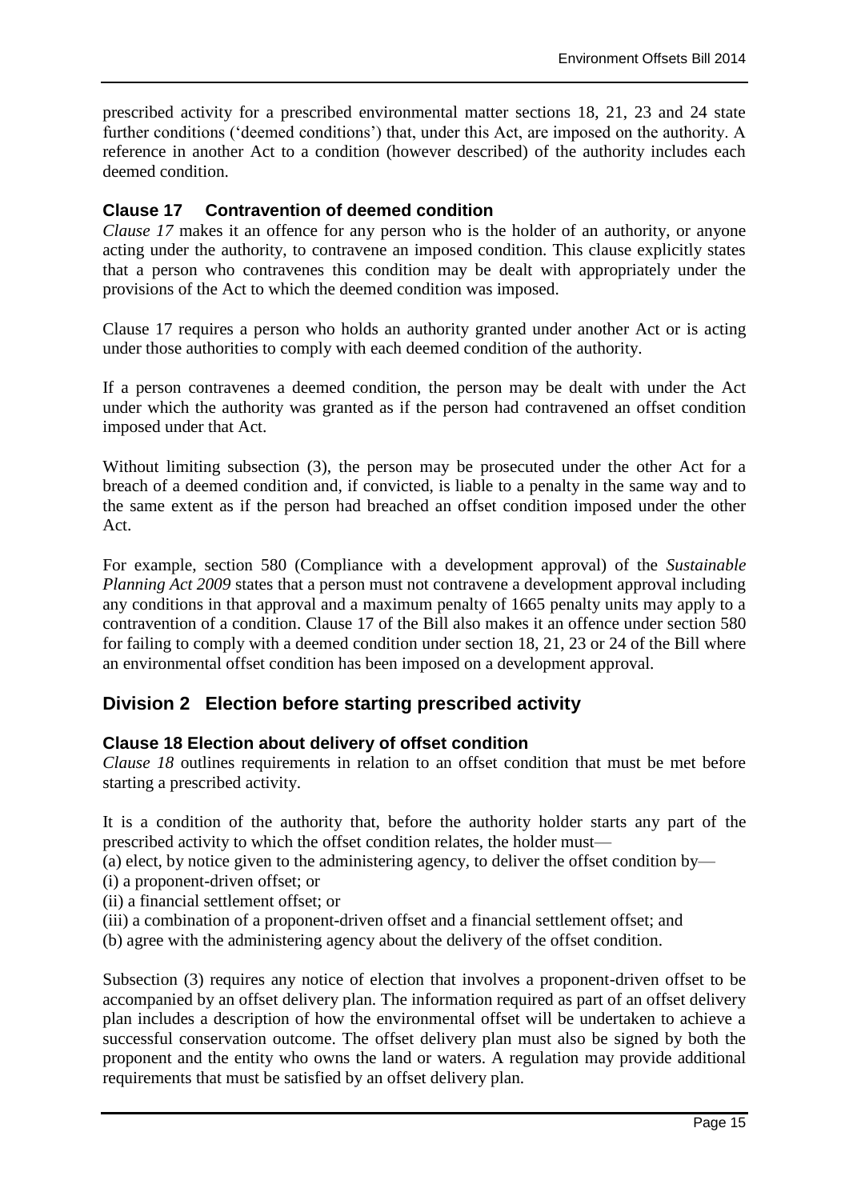prescribed activity for a prescribed environmental matter sections 18, 21, 23 and 24 state further conditions ('deemed conditions') that, under this Act, are imposed on the authority. A reference in another Act to a condition (however described) of the authority includes each deemed condition.

### Clause 17 Contravention of deemed condition

*Clause 17* makes it an offence for any person who is the holder of an authority, or anyone acting under the authority, to contravene an imposed condition. This clause explicitly states that a person who contravenes this condition may be dealt with appropriately under the provisions of the Act to which the deemed condition was imposed.

Clause 17 requires a person who holds an authority granted under another Act or is acting under those authorities to comply with each deemed condition of the authority.

If a person contravenes a deemed condition, the person may be dealt with under the Act under which the authority was granted as if the person had contravened an offset condition imposed under that Act.

Without limiting subsection (3), the person may be prosecuted under the other Act for a breach of a deemed condition and, if convicted, is liable to a penalty in the same way and to the same extent as if the person had breached an offset condition imposed under the other Act.

For example, section 580 (Compliance with a development approval) of the *Sustainable Planning Act 2009* states that a person must not contravene a development approval including any conditions in that approval and a maximum penalty of 1665 penalty units may apply to a contravention of a condition. Clause 17 of the Bill also makes it an offence under section 580 for failing to comply with a deemed condition under section 18, 21, 23 or 24 of the Bill where an environmental offset condition has been imposed on a development approval.

## Division 2 Election before starting prescribed activity

### Clause 18 Election about delivery of offset condition

*Clause 18* outlines requirements in relation to an offset condition that must be met before starting a prescribed activity.

It is a condition of the authority that, before the authority holder starts any part of the prescribed activity to which the offset condition relates, the holder must—

(a) elect, by notice given to the administering agency, to deliver the offset condition by—

(i) a proponent-driven offset; or

(ii) a financial settlement offset; or

(iii) a combination of a proponent-driven offset and a financial settlement offset; and

(b) agree with the administering agency about the delivery of the offset condition.

Subsection (3) requires any notice of election that involves a proponent-driven offset to be accompanied by an offset delivery plan. The information required as part of an offset delivery plan includes a description of how the environmental offset will be undertaken to achieve a successful conservation outcome. The offset delivery plan must also be signed by both the proponent and the entity who owns the land or waters. A regulation may provide additional requirements that must be satisfied by an offset delivery plan.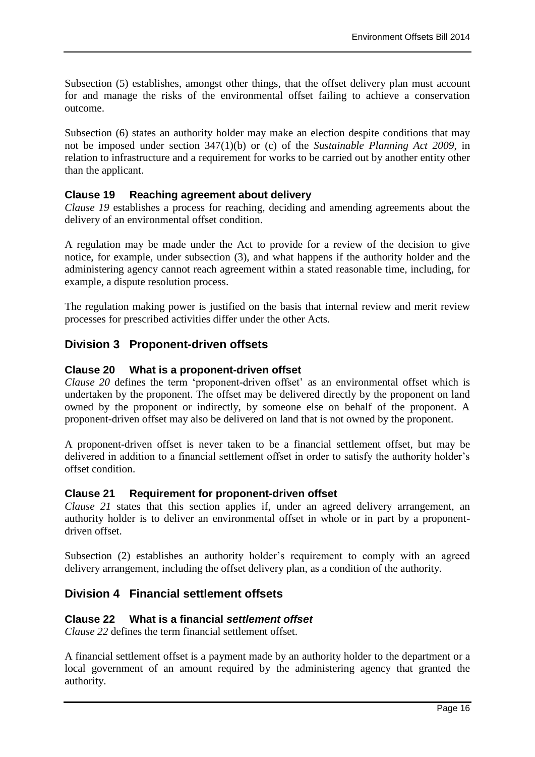Subsection (5) establishes, amongst other things, that the offset delivery plan must account for and manage the risks of the environmental offset failing to achieve a conservation outcome.

Subsection (6) states an authority holder may make an election despite conditions that may not be imposed under section 347(1)(b) or (c) of the *Sustainable Planning Act 2009*, in relation to infrastructure and a requirement for works to be carried out by another entity other than the applicant.

### Clause 19 Reaching agreement about delivery

*Clause 19* establishes a process for reaching, deciding and amending agreements about the delivery of an environmental offset condition.

A regulation may be made under the Act to provide for a review of the decision to give notice, for example, under subsection (3), and what happens if the authority holder and the administering agency cannot reach agreement within a stated reasonable time, including, for example, a dispute resolution process.

The regulation making power is justified on the basis that internal review and merit review processes for prescribed activities differ under the other Acts.

## Division 3 Proponent-driven offsets

### Clause 20 What is a proponent-driven offset

*Clause 20* defines the term 'proponent-driven offset' as an environmental offset which is undertaken by the proponent. The offset may be delivered directly by the proponent on land owned by the proponent or indirectly, by someone else on behalf of the proponent. A proponent-driven offset may also be delivered on land that is not owned by the proponent.

A proponent-driven offset is never taken to be a financial settlement offset, but may be delivered in addition to a financial settlement offset in order to satisfy the authority holder's offset condition.

### Clause 21 Requirement for proponent-driven offset

*Clause 21* states that this section applies if, under an agreed delivery arrangement, an authority holder is to deliver an environmental offset in whole or in part by a proponent-driven offset.

Subsection (2) establishes an authority holder's requirement to comply with an agreed delivery arrangement, including the offset delivery plan, as a condition of the authority.

## Division 4 Financial settlement offsets

### Clause 22 What is a financial *settlement offset*

*Clause 22* defines the term financial settlement offset.

A financial settlement offset is a payment made by an authority holder to the department or a local government of an amount required by the administering agency that granted the authority.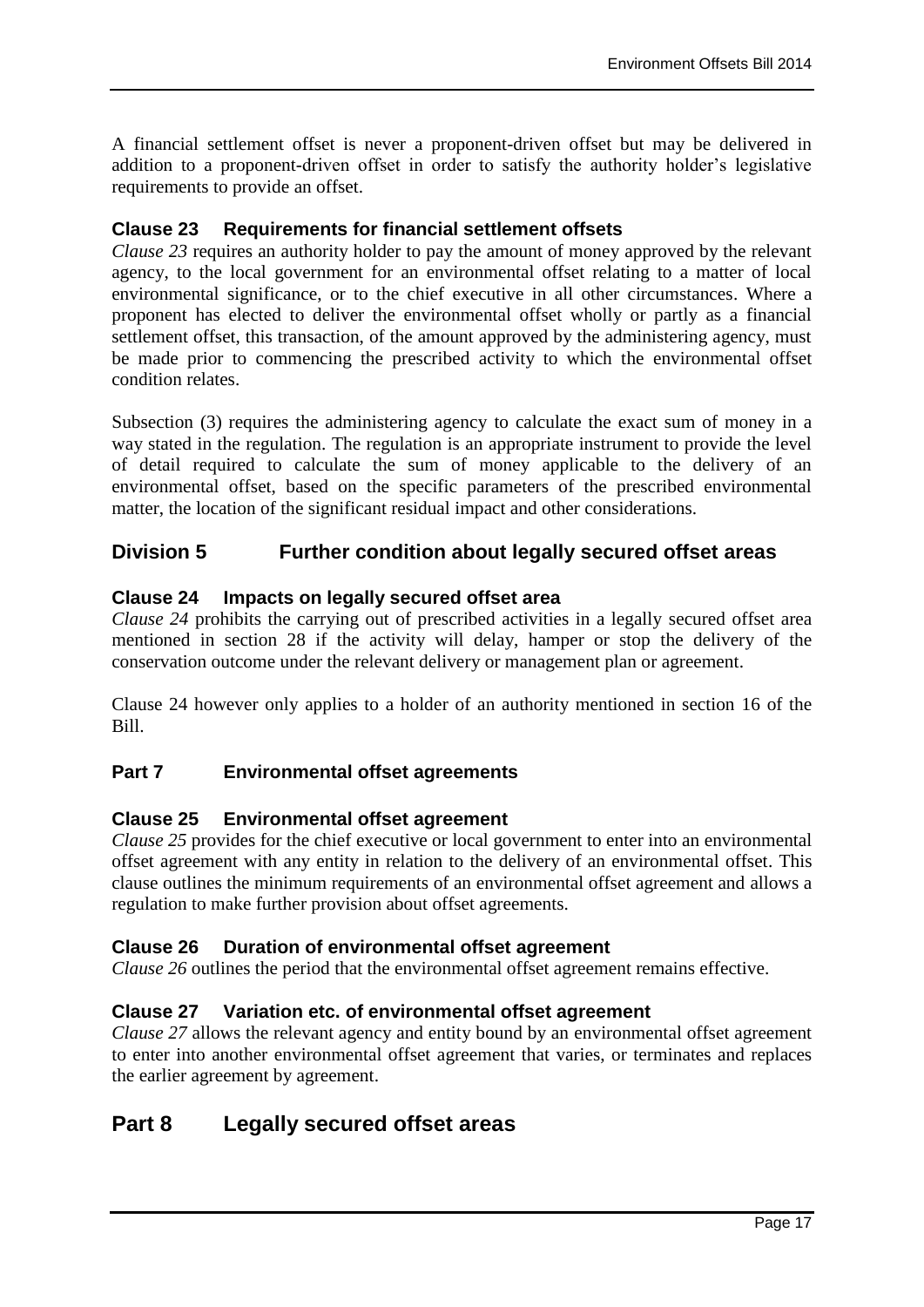A financial settlement offset is never a proponent-driven offset but may be delivered in addition to a proponent-driven offset in order to satisfy the authority holder's legislative requirements to provide an offset.

### Clause 23 Requirements for financial settlement offsets

*Clause 23* requires an authority holder to pay the amount of money approved by the relevant agency, to the local government for an environmental offset relating to a matter of local environmental significance, or to the chief executive in all other circumstances. Where a proponent has elected to deliver the environmental offset wholly or partly as a financial settlement offset, this transaction, of the amount approved by the administering agency, must be made prior to commencing the prescribed activity to which the environmental offset condition relates.

Subsection (3) requires the administering agency to calculate the exact sum of money in a way stated in the regulation. The regulation is an appropriate instrument to provide the level of detail required to calculate the sum of money applicable to the delivery of an environmental offset, based on the specific parameters of the prescribed environmental matter, the location of the significant residual impact and other considerations.

## Division 5 Further condition about legally secured offset areas

### Clause 24 Impacts on legally secured offset area

*Clause 24* prohibits the carrying out of prescribed activities in a legally secured offset area mentioned in section 28 if the activity will delay, hamper or stop the delivery of the conservation outcome under the relevant delivery or management plan or agreement.

Clause 24 however only applies to a holder of an authority mentioned in section 16 of the Bill.

### Part 7 Environmental offset agreements

### Clause 25 Environmental offset agreement

*Clause 25* provides for the chief executive or local government to enter into an environmental offset agreement with any entity in relation to the delivery of an environmental offset. This clause outlines the minimum requirements of an environmental offset agreement and allows a regulation to make further provision about offset agreements.

### Clause 26 Duration of environmental offset agreement

*Clause 26* outlines the period that the environmental offset agreement remains effective.

### Clause 27 Variation etc. of environmental offset agreement

*Clause 27* allows the relevant agency and entity bound by an environmental offset agreement to enter into another environmental offset agreement that varies, or terminates and replaces the earlier agreement by agreement.

## Part 8 Legally secured offset areas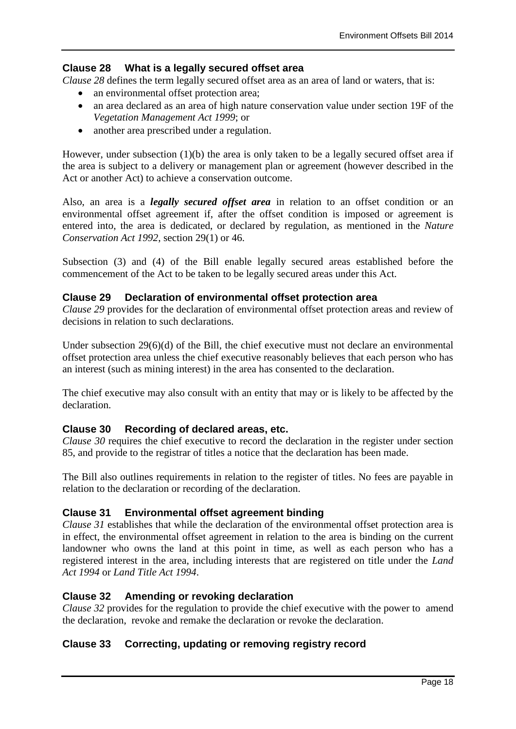### Clause 28 What is a legally secured offset area

*Clause 28* defines the term legally secured offset area as an area of land or waters, that is:

- an environmental offset protection area;
- an area declared as an area of high nature conservation value under section 19F of the *Vegetation Management Act 1999*; or
- another area prescribed under a regulation.

However, under subsection (1)(b) the area is only taken to be a legally secured offset area if the area is subject to a delivery or management plan or agreement (however described in the Act or another Act) to achieve a conservation outcome.

Also, an area is a ***legally secured offset area*** in relation to an offset condition or an environmental offset agreement if, after the offset condition is imposed or agreement is entered into, the area is dedicated, or declared by regulation, as mentioned in the *Nature Conservation Act 1992*, section 29(1) or 46.

Subsection (3) and (4) of the Bill enable legally secured areas established before the commencement of the Act to be taken to be legally secured areas under this Act.

### Clause 29 Declaration of environmental offset protection area

*Clause 29* provides for the declaration of environmental offset protection areas and review of decisions in relation to such declarations.

Under subsection 29(6)(d) of the Bill, the chief executive must not declare an environmental offset protection area unless the chief executive reasonably believes that each person who has an interest (such as mining interest) in the area has consented to the declaration.

The chief executive may also consult with an entity that may or is likely to be affected by the declaration.

### Clause 30 Recording of declared areas, etc.

*Clause 30* requires the chief executive to record the declaration in the register under section 85, and provide to the registrar of titles a notice that the declaration has been made.

The Bill also outlines requirements in relation to the register of titles. No fees are payable in relation to the declaration or recording of the declaration.

### Clause 31 Environmental offset agreement binding

*Clause 31* establishes that while the declaration of the environmental offset protection area is in effect, the environmental offset agreement in relation to the area is binding on the current landowner who owns the land at this point in time, as well as each person who has a registered interest in the area, including interests that are registered on title under the *Land Act 1994* or *Land Title Act 1994*.

### Clause 32 Amending or revoking declaration

*Clause 32* provides for the regulation to provide the chief executive with the power to amend the declaration, revoke and remake the declaration or revoke the declaration.

### Clause 33 Correcting, updating or removing registry record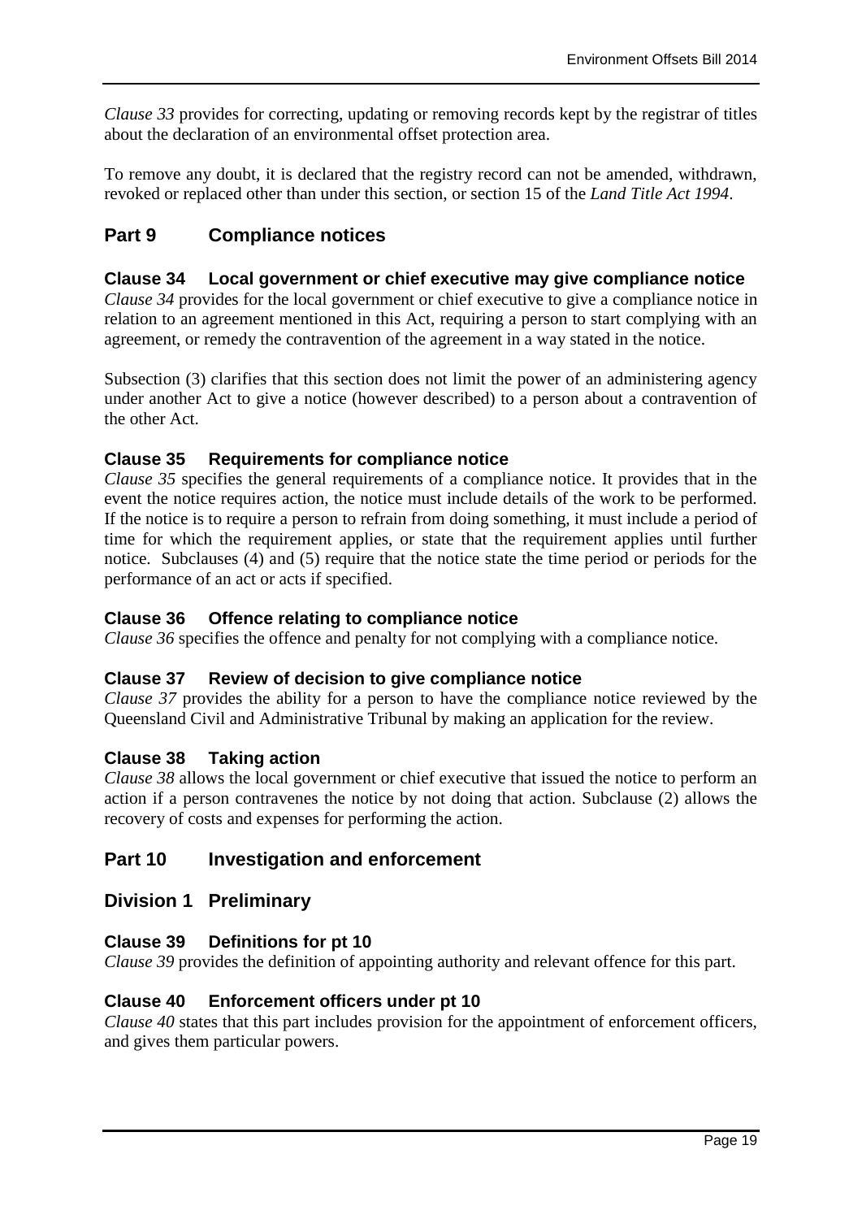*Clause 33* provides for correcting, updating or removing records kept by the registrar of titles about the declaration of an environmental offset protection area.

To remove any doubt, it is declared that the registry record can not be amended, withdrawn, revoked or replaced other than under this section, or section 15 of the *Land Title Act 1994*.

## Part 9 Compliance notices

### Clause 34 Local government or chief executive may give compliance notice

*Clause 34* provides for the local government or chief executive to give a compliance notice in relation to an agreement mentioned in this Act, requiring a person to start complying with an agreement, or remedy the contravention of the agreement in a way stated in the notice.

Subsection (3) clarifies that this section does not limit the power of an administering agency under another Act to give a notice (however described) to a person about a contravention of the other Act.

### Clause 35 Requirements for compliance notice

*Clause 35* specifies the general requirements of a compliance notice. It provides that in the event the notice requires action, the notice must include details of the work to be performed. If the notice is to require a person to refrain from doing something, it must include a period of time for which the requirement applies, or state that the requirement applies until further notice. Subclauses (4) and (5) require that the notice state the time period or periods for the performance of an act or acts if specified.

### Clause 36 Offence relating to compliance notice

*Clause 36* specifies the offence and penalty for not complying with a compliance notice.

### Clause 37 Review of decision to give compliance notice

*Clause 37* provides the ability for a person to have the compliance notice reviewed by the Queensland Civil and Administrative Tribunal by making an application for the review.

### Clause 38 Taking action

*Clause 38* allows the local government or chief executive that issued the notice to perform an action if a person contravenes the notice by not doing that action. Subclause (2) allows the recovery of costs and expenses for performing the action.

## Part 10 Investigation and enforcement

## Division 1 Preliminary

### Clause 39 Definitions for pt 10

*Clause 39* provides the definition of appointing authority and relevant offence for this part.

### Clause 40 Enforcement officers under pt 10

*Clause 40* states that this part includes provision for the appointment of enforcement officers, and gives them particular powers.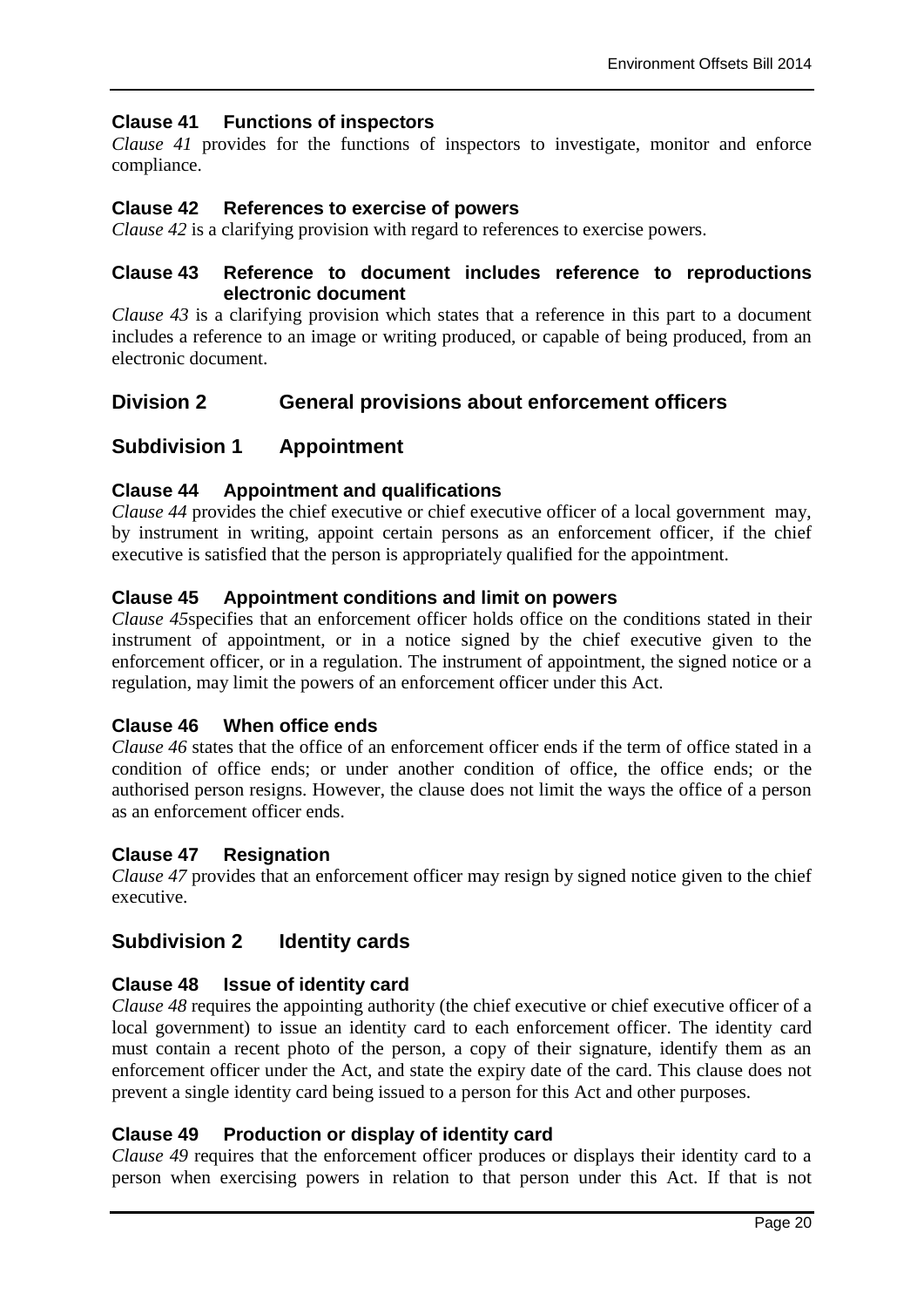### Clause 41 Functions of inspectors

*Clause 41* provides for the functions of inspectors to investigate, monitor and enforce compliance.

### Clause 42 References to exercise of powers

*Clause 42* is a clarifying provision with regard to references to exercise powers.

### Clause 43 Reference to document includes reference to reproductions electronic document

*Clause 43* is a clarifying provision which states that a reference in this part to a document includes a reference to an image or writing produced, or capable of being produced, from an electronic document.

## Division 2 General provisions about enforcement officers

## Subdivision 1 Appointment

### Clause 44 Appointment and qualifications

*Clause 44* provides the chief executive or chief executive officer of a local government may, by instrument in writing, appoint certain persons as an enforcement officer, if the chief executive is satisfied that the person is appropriately qualified for the appointment.

### Clause 45 Appointment conditions and limit on powers

*Clause 45*specifies that an enforcement officer holds office on the conditions stated in their instrument of appointment, or in a notice signed by the chief executive given to the enforcement officer, or in a regulation. The instrument of appointment, the signed notice or a regulation, may limit the powers of an enforcement officer under this Act.

### Clause 46 When office ends

*Clause 46* states that the office of an enforcement officer ends if the term of office stated in a condition of office ends; or under another condition of office, the office ends; or the authorised person resigns. However, the clause does not limit the ways the office of a person as an enforcement officer ends.

### Clause 47 Resignation

*Clause 47* provides that an enforcement officer may resign by signed notice given to the chief executive.

## Subdivision 2 Identity cards

### Clause 48 Issue of identity card

*Clause 48* requires the appointing authority (the chief executive or chief executive officer of a local government) to issue an identity card to each enforcement officer. The identity card must contain a recent photo of the person, a copy of their signature, identify them as an enforcement officer under the Act, and state the expiry date of the card. This clause does not prevent a single identity card being issued to a person for this Act and other purposes.

### Clause 49 Production or display of identity card

*Clause 49* requires that the enforcement officer produces or displays their identity card to a person when exercising powers in relation to that person under this Act. If that is not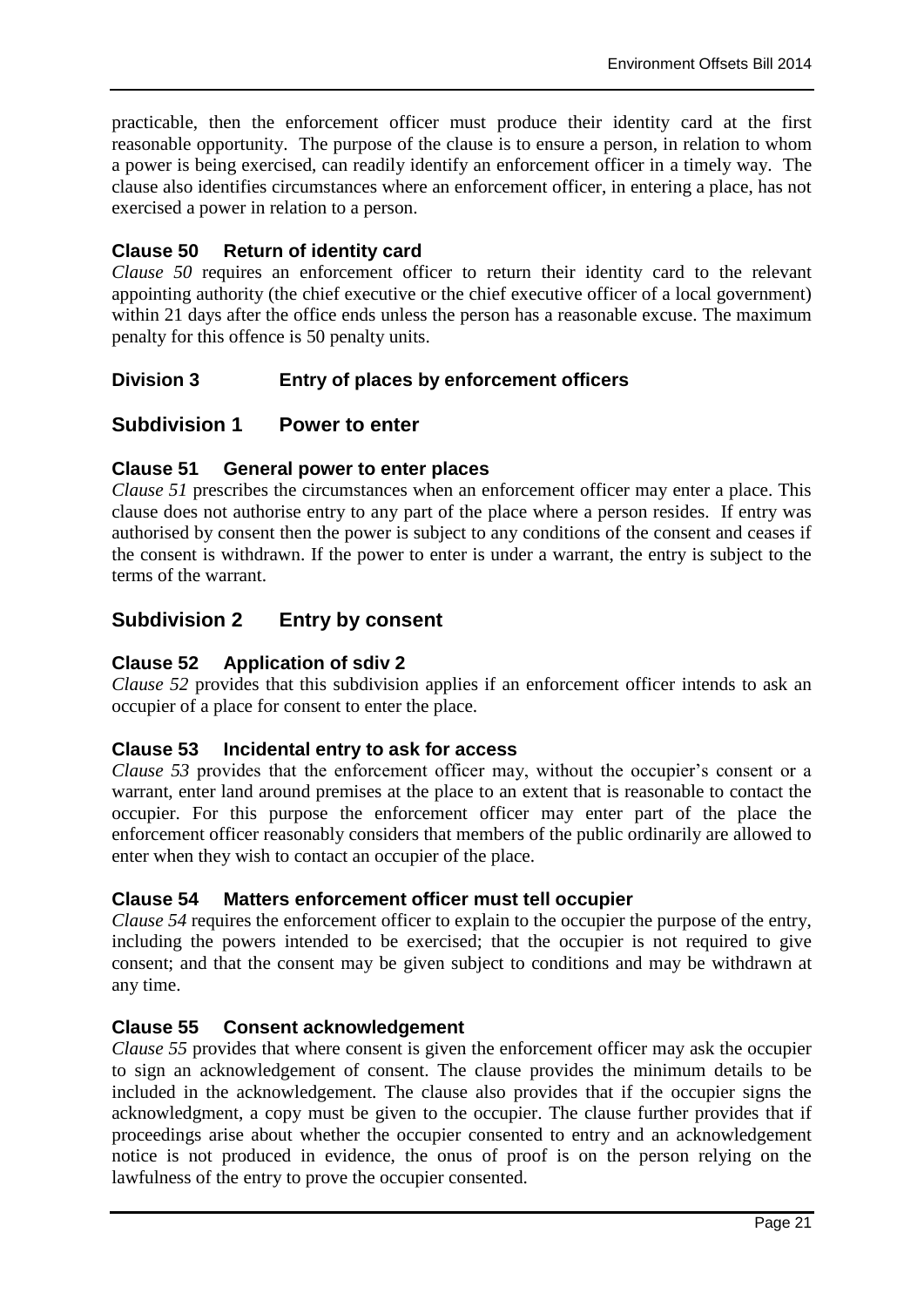practicable, then the enforcement officer must produce their identity card at the first reasonable opportunity. The purpose of the clause is to ensure a person, in relation to whom a power is being exercised, can readily identify an enforcement officer in a timely way. The clause also identifies circumstances where an enforcement officer, in entering a place, has not exercised a power in relation to a person.

### Clause 50 Return of identity card

*Clause 50* requires an enforcement officer to return their identity card to the relevant appointing authority (the chief executive or the chief executive officer of a local government) within 21 days after the office ends unless the person has a reasonable excuse. The maximum penalty for this offence is 50 penalty units.

## Division 3 Entry of places by enforcement officers

## Subdivision 1 Power to enter

### Clause 51 General power to enter places

*Clause 51* prescribes the circumstances when an enforcement officer may enter a place. This clause does not authorise entry to any part of the place where a person resides. If entry was authorised by consent then the power is subject to any conditions of the consent and ceases if the consent is withdrawn. If the power to enter is under a warrant, the entry is subject to the terms of the warrant.

## Subdivision 2 Entry by consent

### Clause 52 Application of sdiv 2

*Clause 52* provides that this subdivision applies if an enforcement officer intends to ask an occupier of a place for consent to enter the place.

### Clause 53 Incidental entry to ask for access

*Clause 53* provides that the enforcement officer may, without the occupier's consent or a warrant, enter land around premises at the place to an extent that is reasonable to contact the occupier. For this purpose the enforcement officer may enter part of the place the enforcement officer reasonably considers that members of the public ordinarily are allowed to enter when they wish to contact an occupier of the place.

### Clause 54 Matters enforcement officer must tell occupier

*Clause 54* requires the enforcement officer to explain to the occupier the purpose of the entry, including the powers intended to be exercised; that the occupier is not required to give consent; and that the consent may be given subject to conditions and may be withdrawn at any time.

### Clause 55 Consent acknowledgement

*Clause 55* provides that where consent is given the enforcement officer may ask the occupier to sign an acknowledgement of consent. The clause provides the minimum details to be included in the acknowledgement. The clause also provides that if the occupier signs the acknowledgment, a copy must be given to the occupier. The clause further provides that if proceedings arise about whether the occupier consented to entry and an acknowledgement notice is not produced in evidence, the onus of proof is on the person relying on the lawfulness of the entry to prove the occupier consented.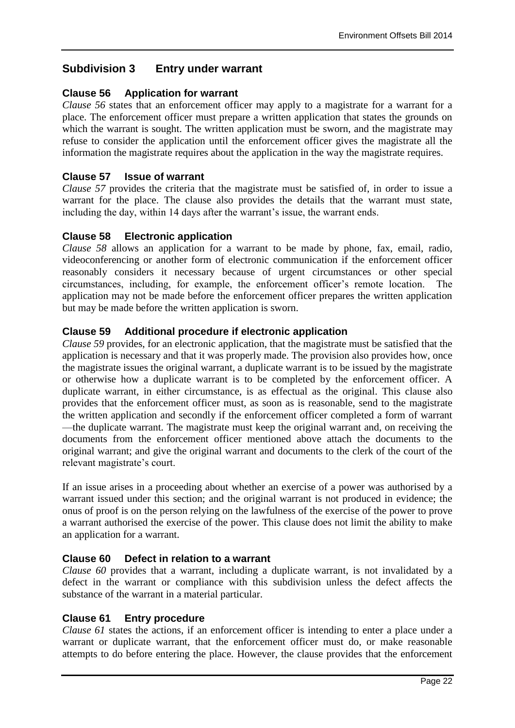## Subdivision 3 Entry under warrant

### Clause 56 Application for warrant

*Clause 56* states that an enforcement officer may apply to a magistrate for a warrant for a place. The enforcement officer must prepare a written application that states the grounds on which the warrant is sought. The written application must be sworn, and the magistrate may refuse to consider the application until the enforcement officer gives the magistrate all the information the magistrate requires about the application in the way the magistrate requires.

### Clause 57 Issue of warrant

*Clause 57* provides the criteria that the magistrate must be satisfied of, in order to issue a warrant for the place. The clause also provides the details that the warrant must state, including the day, within 14 days after the warrant's issue, the warrant ends.

### Clause 58 Electronic application

*Clause 58* allows an application for a warrant to be made by phone, fax, email, radio, videoconferencing or another form of electronic communication if the enforcement officer reasonably considers it necessary because of urgent circumstances or other special circumstances, including, for example, the enforcement officer's remote location. The application may not be made before the enforcement officer prepares the written application but may be made before the written application is sworn.

### Clause 59 Additional procedure if electronic application

*Clause 59* provides, for an electronic application, that the magistrate must be satisfied that the application is necessary and that it was properly made. The provision also provides how, once the magistrate issues the original warrant, a duplicate warrant is to be issued by the magistrate or otherwise how a duplicate warrant is to be completed by the enforcement officer. A duplicate warrant, in either circumstance, is as effectual as the original. This clause also provides that the enforcement officer must, as soon as is reasonable, send to the magistrate the written application and secondly if the enforcement officer completed a form of warrant —the duplicate warrant. The magistrate must keep the original warrant and, on receiving the documents from the enforcement officer mentioned above attach the documents to the original warrant; and give the original warrant and documents to the clerk of the court of the relevant magistrate's court.

If an issue arises in a proceeding about whether an exercise of a power was authorised by a warrant issued under this section; and the original warrant is not produced in evidence; the onus of proof is on the person relying on the lawfulness of the exercise of the power to prove a warrant authorised the exercise of the power. This clause does not limit the ability to make an application for a warrant.

### Clause 60 Defect in relation to a warrant

*Clause 60* provides that a warrant, including a duplicate warrant, is not invalidated by a defect in the warrant or compliance with this subdivision unless the defect affects the substance of the warrant in a material particular.

### Clause 61 Entry procedure

*Clause 61* states the actions, if an enforcement officer is intending to enter a place under a warrant or duplicate warrant, that the enforcement officer must do, or make reasonable attempts to do before entering the place. However, the clause provides that the enforcement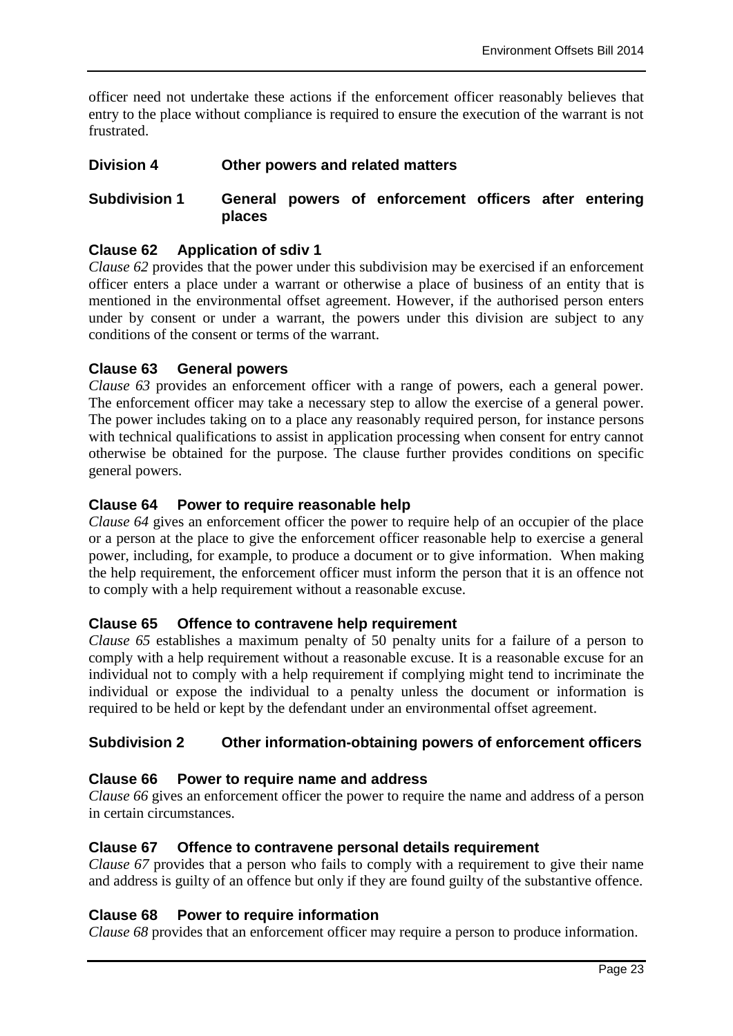officer need not undertake these actions if the enforcement officer reasonably believes that entry to the place without compliance is required to ensure the execution of the warrant is not frustrated.

## Division 4 Other powers and related matters

### Subdivision 1 General powers of enforcement officers after entering places

#### Clause 62 Application of sdiv 1

*Clause 62* provides that the power under this subdivision may be exercised if an enforcement officer enters a place under a warrant or otherwise a place of business of an entity that is mentioned in the environmental offset agreement. However, if the authorised person enters under by consent or under a warrant, the powers under this division are subject to any conditions of the consent or terms of the warrant.

#### Clause 63 General powers

*Clause 63* provides an enforcement officer with a range of powers, each a general power. The enforcement officer may take a necessary step to allow the exercise of a general power. The power includes taking on to a place any reasonably required person, for instance persons with technical qualifications to assist in application processing when consent for entry cannot otherwise be obtained for the purpose. The clause further provides conditions on specific general powers.

#### Clause 64 Power to require reasonable help

*Clause 64* gives an enforcement officer the power to require help of an occupier of the place or a person at the place to give the enforcement officer reasonable help to exercise a general power, including, for example, to produce a document or to give information. When making the help requirement, the enforcement officer must inform the person that it is an offence not to comply with a help requirement without a reasonable excuse.

#### Clause 65 Offence to contravene help requirement

*Clause 65* establishes a maximum penalty of 50 penalty units for a failure of a person to comply with a help requirement without a reasonable excuse. It is a reasonable excuse for an individual not to comply with a help requirement if complying might tend to incriminate the individual or expose the individual to a penalty unless the document or information is required to be held or kept by the defendant under an environmental offset agreement.

### Subdivision 2 Other information-obtaining powers of enforcement officers

#### Clause 66 Power to require name and address

*Clause 66* gives an enforcement officer the power to require the name and address of a person in certain circumstances.

#### Clause 67 Offence to contravene personal details requirement

*Clause 67* provides that a person who fails to comply with a requirement to give their name and address is guilty of an offence but only if they are found guilty of the substantive offence.

#### Clause 68 Power to require information

*Clause 68* provides that an enforcement officer may require a person to produce information.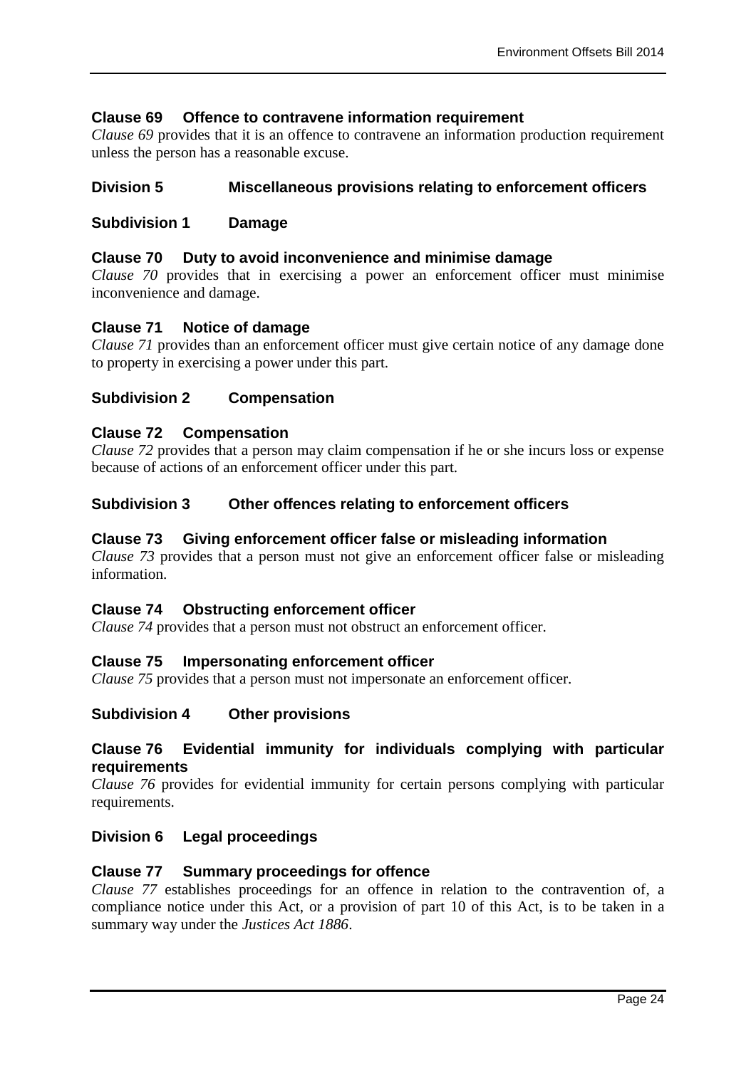### Clause 69 Offence to contravene information requirement

*Clause 69* provides that it is an offence to contravene an information production requirement unless the person has a reasonable excuse.

## Division 5 Miscellaneous provisions relating to enforcement officers

### Subdivision 1 Damage

### Clause 70 Duty to avoid inconvenience and minimise damage

*Clause 70* provides that in exercising a power an enforcement officer must minimise inconvenience and damage.

### Clause 71 Notice of damage

*Clause 71* provides than an enforcement officer must give certain notice of any damage done to property in exercising a power under this part.

### Subdivision 2 Compensation

### Clause 72 Compensation

*Clause 72* provides that a person may claim compensation if he or she incurs loss or expense because of actions of an enforcement officer under this part.

### Subdivision 3 Other offences relating to enforcement officers

### Clause 73 Giving enforcement officer false or misleading information

*Clause 73* provides that a person must not give an enforcement officer false or misleading information.

### Clause 74 Obstructing enforcement officer

*Clause 74* provides that a person must not obstruct an enforcement officer.

### Clause 75 Impersonating enforcement officer

*Clause 75* provides that a person must not impersonate an enforcement officer.

### Subdivision 4 Other provisions

### Clause 76 Evidential immunity for individuals complying with particular requirements

*Clause 76* provides for evidential immunity for certain persons complying with particular requirements.

## Division 6 Legal proceedings

### Clause 77 Summary proceedings for offence

*Clause 77* establishes proceedings for an offence in relation to the contravention of, a compliance notice under this Act, or a provision of part 10 of this Act, is to be taken in a summary way under the *Justices Act 1886*.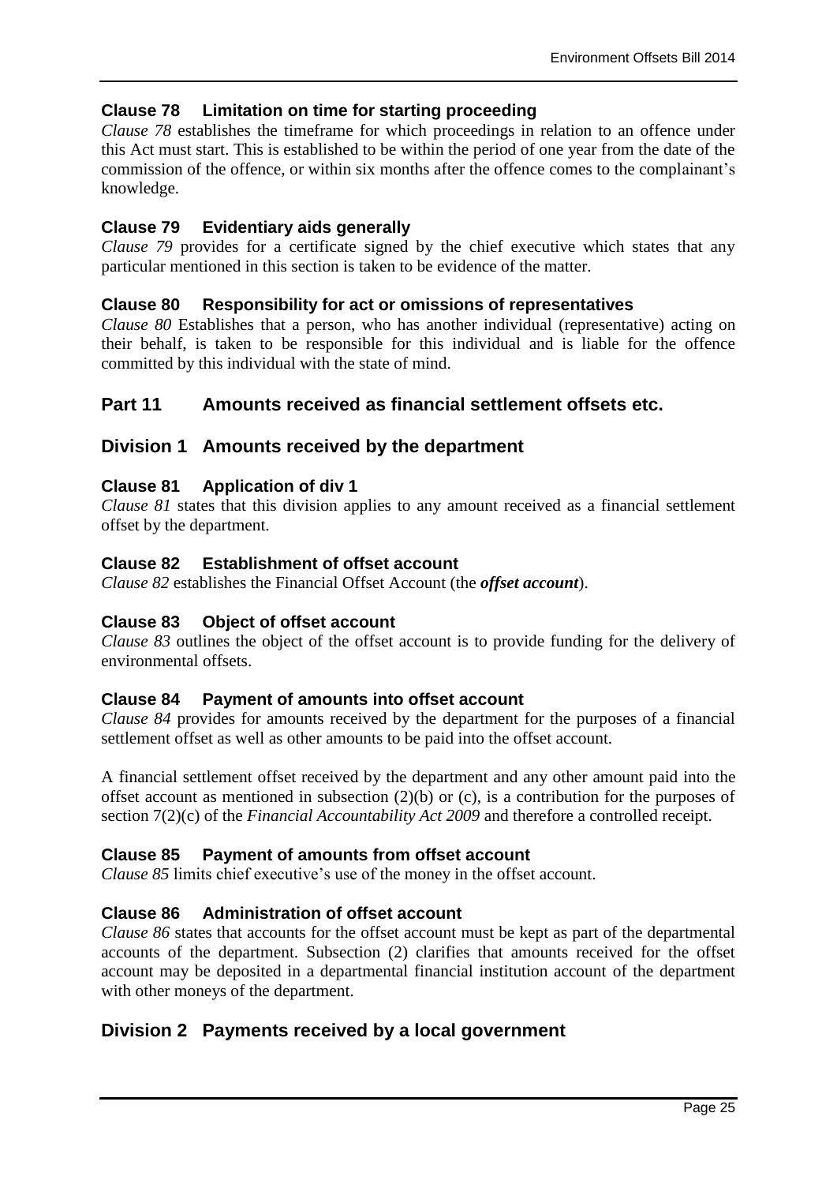### Clause 78 Limitation on time for starting proceeding

*Clause 78* establishes the timeframe for which proceedings in relation to an offence under this Act must start. This is established to be within the period of one year from the date of the commission of the offence, or within six months after the offence comes to the complainant's knowledge.

### Clause 79 Evidentiary aids generally

*Clause 79* provides for a certificate signed by the chief executive which states that any particular mentioned in this section is taken to be evidence of the matter.

### Clause 80 Responsibility for act or omissions of representatives

*Clause 80* Establishes that a person, who has another individual (representative) acting on their behalf, is taken to be responsible for this individual and is liable for the offence committed by this individual with the state of mind.

## Part 11 Amounts received as financial settlement offsets etc.

## Division 1 Amounts received by the department

### Clause 81 Application of div 1

*Clause 81* states that this division applies to any amount received as a financial settlement offset by the department.

### Clause 82 Establishment of offset account

*Clause 82* establishes the Financial Offset Account (the ***offset account***).

### Clause 83 Object of offset account

*Clause 83* outlines the object of the offset account is to provide funding for the delivery of environmental offsets.

### Clause 84 Payment of amounts into offset account

*Clause 84* provides for amounts received by the department for the purposes of a financial settlement offset as well as other amounts to be paid into the offset account.

A financial settlement offset received by the department and any other amount paid into the offset account as mentioned in subsection (2)(b) or (c), is a contribution for the purposes of section 7(2)(c) of the *Financial Accountability Act 2009* and therefore a controlled receipt.

### Clause 85 Payment of amounts from offset account

*Clause 85* limits chief executive's use of the money in the offset account.

### Clause 86 Administration of offset account

*Clause 86* states that accounts for the offset account must be kept as part of the departmental accounts of the department. Subsection (2) clarifies that amounts received for the offset account may be deposited in a departmental financial institution account of the department with other moneys of the department.

## Division 2 Payments received by a local government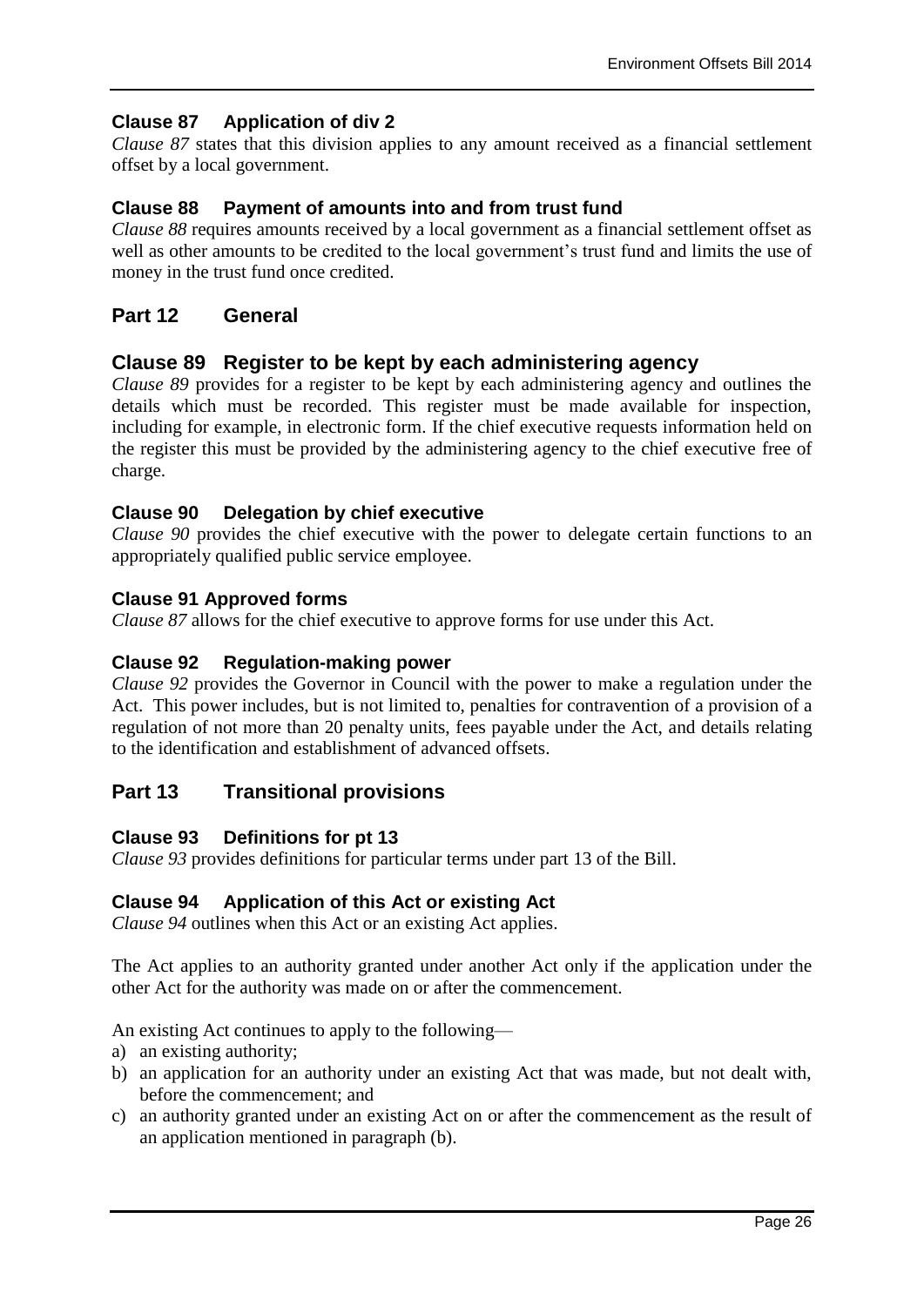### Clause 87 Application of div 2

*Clause 87* states that this division applies to any amount received as a financial settlement offset by a local government.

### Clause 88 Payment of amounts into and from trust fund

*Clause 88* requires amounts received by a local government as a financial settlement offset as well as other amounts to be credited to the local government's trust fund and limits the use of money in the trust fund once credited.

## Part 12 General

### Clause 89 Register to be kept by each administering agency

*Clause 89* provides for a register to be kept by each administering agency and outlines the details which must be recorded. This register must be made available for inspection, including for example, in electronic form. If the chief executive requests information held on the register this must be provided by the administering agency to the chief executive free of charge.

### Clause 90 Delegation by chief executive

*Clause 90* provides the chief executive with the power to delegate certain functions to an appropriately qualified public service employee.

### Clause 91 Approved forms

*Clause 87* allows for the chief executive to approve forms for use under this Act.

### Clause 92 Regulation-making power

*Clause 92* provides the Governor in Council with the power to make a regulation under the Act. This power includes, but is not limited to, penalties for contravention of a provision of a regulation of not more than 20 penalty units, fees payable under the Act, and details relating to the identification and establishment of advanced offsets.

## Part 13 Transitional provisions

### Clause 93 Definitions for pt 13

*Clause 93* provides definitions for particular terms under part 13 of the Bill.

### Clause 94 Application of this Act or existing Act

*Clause 94* outlines when this Act or an existing Act applies.

The Act applies to an authority granted under another Act only if the application under the other Act for the authority was made on or after the commencement.

An existing Act continues to apply to the following—

a) an existing authority;
b) an application for an authority under an existing Act that was made, but not dealt with, before the commencement; and
c) an authority granted under an existing Act on or after the commencement as the result of an application mentioned in paragraph (b).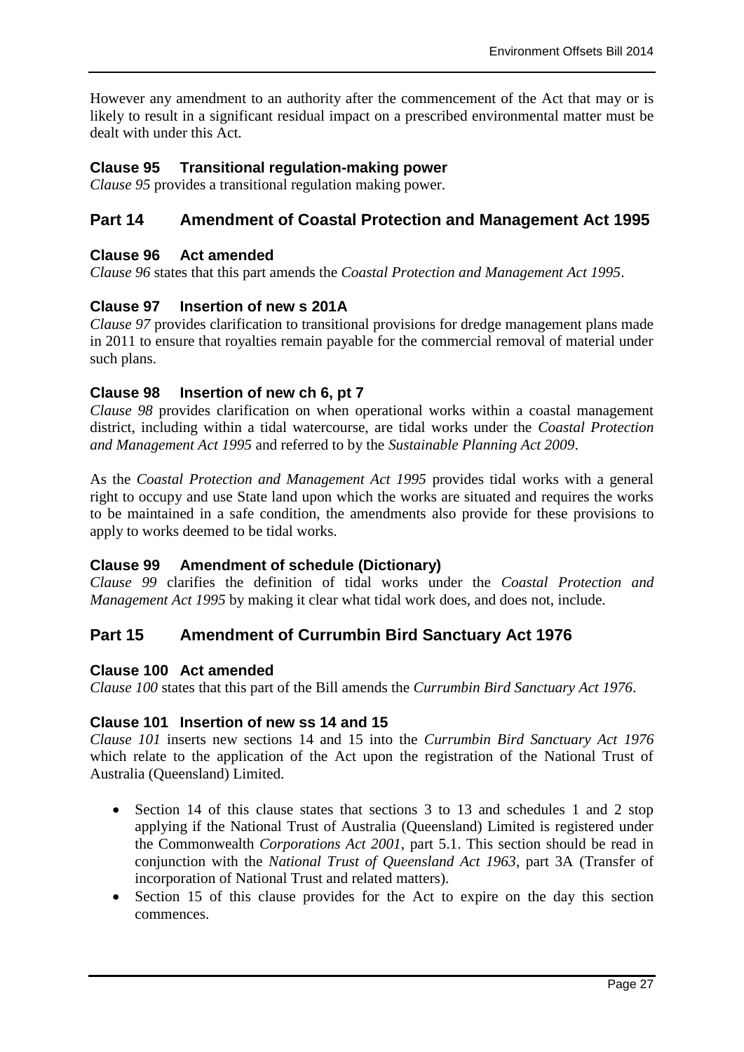However any amendment to an authority after the commencement of the Act that may or is likely to result in a significant residual impact on a prescribed environmental matter must be dealt with under this Act.

### Clause 95 Transitional regulation-making power

*Clause 95* provides a transitional regulation making power.

## Part 14 Amendment of Coastal Protection and Management Act 1995

### Clause 96 Act amended

*Clause 96* states that this part amends the *Coastal Protection and Management Act 1995*.

### Clause 97 Insertion of new s 201A

*Clause 97* provides clarification to transitional provisions for dredge management plans made in 2011 to ensure that royalties remain payable for the commercial removal of material under such plans.

### Clause 98 Insertion of new ch 6, pt 7

*Clause 98* provides clarification on when operational works within a coastal management district, including within a tidal watercourse, are tidal works under the *Coastal Protection and Management Act 1995* and referred to by the *Sustainable Planning Act 2009*.

As the *Coastal Protection and Management Act 1995* provides tidal works with a general right to occupy and use State land upon which the works are situated and requires the works to be maintained in a safe condition, the amendments also provide for these provisions to apply to works deemed to be tidal works.

### Clause 99 Amendment of schedule (Dictionary)

*Clause 99* clarifies the definition of tidal works under the *Coastal Protection and Management Act 1995* by making it clear what tidal work does, and does not, include.

## Part 15 Amendment of Currumbin Bird Sanctuary Act 1976

### Clause 100 Act amended

*Clause 100* states that this part of the Bill amends the *Currumbin Bird Sanctuary Act 1976*.

### Clause 101 Insertion of new ss 14 and 15

*Clause 101* inserts new sections 14 and 15 into the *Currumbin Bird Sanctuary Act 1976* which relate to the application of the Act upon the registration of the National Trust of Australia (Queensland) Limited.

- Section 14 of this clause states that sections 3 to 13 and schedules 1 and 2 stop applying if the National Trust of Australia (Queensland) Limited is registered under the Commonwealth *Corporations Act 2001*, part 5.1. This section should be read in conjunction with the *National Trust of Queensland Act 1963*, part 3A (Transfer of incorporation of National Trust and related matters).
- Section 15 of this clause provides for the Act to expire on the day this section commences.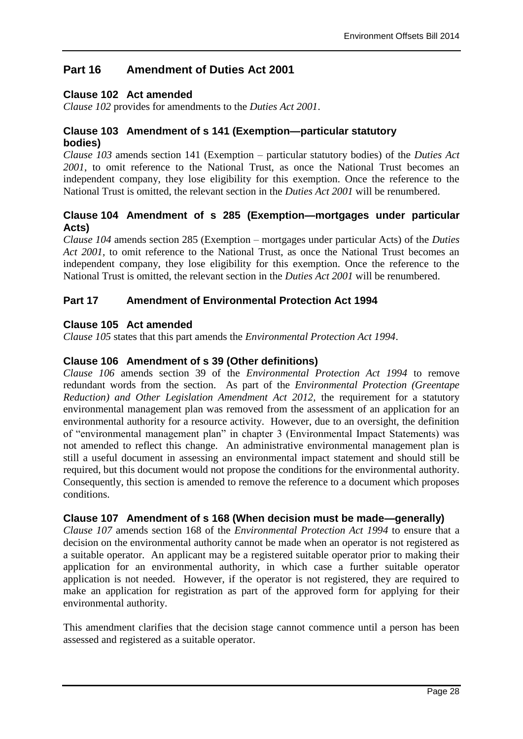## Part 16 Amendment of Duties Act 2001

### Clause 102 Act amended

*Clause 102* provides for amendments to the *Duties Act 2001*.

### Clause 103 Amendment of s 141 (Exemption—particular statutory bodies)

*Clause 103* amends section 141 (Exemption – particular statutory bodies) of the *Duties Act 2001*, to omit reference to the National Trust, as once the National Trust becomes an independent company, they lose eligibility for this exemption. Once the reference to the National Trust is omitted, the relevant section in the *Duties Act 2001* will be renumbered.

### Clause 104 Amendment of s 285 (Exemption—mortgages under particular Acts)

*Clause 104* amends section 285 (Exemption – mortgages under particular Acts) of the *Duties Act 2001*, to omit reference to the National Trust, as once the National Trust becomes an independent company, they lose eligibility for this exemption. Once the reference to the National Trust is omitted, the relevant section in the *Duties Act 2001* will be renumbered.

## Part 17 Amendment of Environmental Protection Act 1994

### Clause 105 Act amended

*Clause 105* states that this part amends the *Environmental Protection Act 1994*.

### Clause 106 Amendment of s 39 (Other definitions)

*Clause 106* amends section 39 of the *Environmental Protection Act 1994* to remove redundant words from the section. As part of the *Environmental Protection (Greentape Reduction) and Other Legislation Amendment Act 2012*, the requirement for a statutory environmental management plan was removed from the assessment of an application for an environmental authority for a resource activity. However, due to an oversight, the definition of "environmental management plan" in chapter 3 (Environmental Impact Statements) was not amended to reflect this change. An administrative environmental management plan is still a useful document in assessing an environmental impact statement and should still be required, but this document would not propose the conditions for the environmental authority. Consequently, this section is amended to remove the reference to a document which proposes conditions.

### Clause 107 Amendment of s 168 (When decision must be made—generally)

*Clause 107* amends section 168 of the *Environmental Protection Act 1994* to ensure that a decision on the environmental authority cannot be made when an operator is not registered as a suitable operator. An applicant may be a registered suitable operator prior to making their application for an environmental authority, in which case a further suitable operator application is not needed. However, if the operator is not registered, they are required to make an application for registration as part of the approved form for applying for their environmental authority.

This amendment clarifies that the decision stage cannot commence until a person has been assessed and registered as a suitable operator.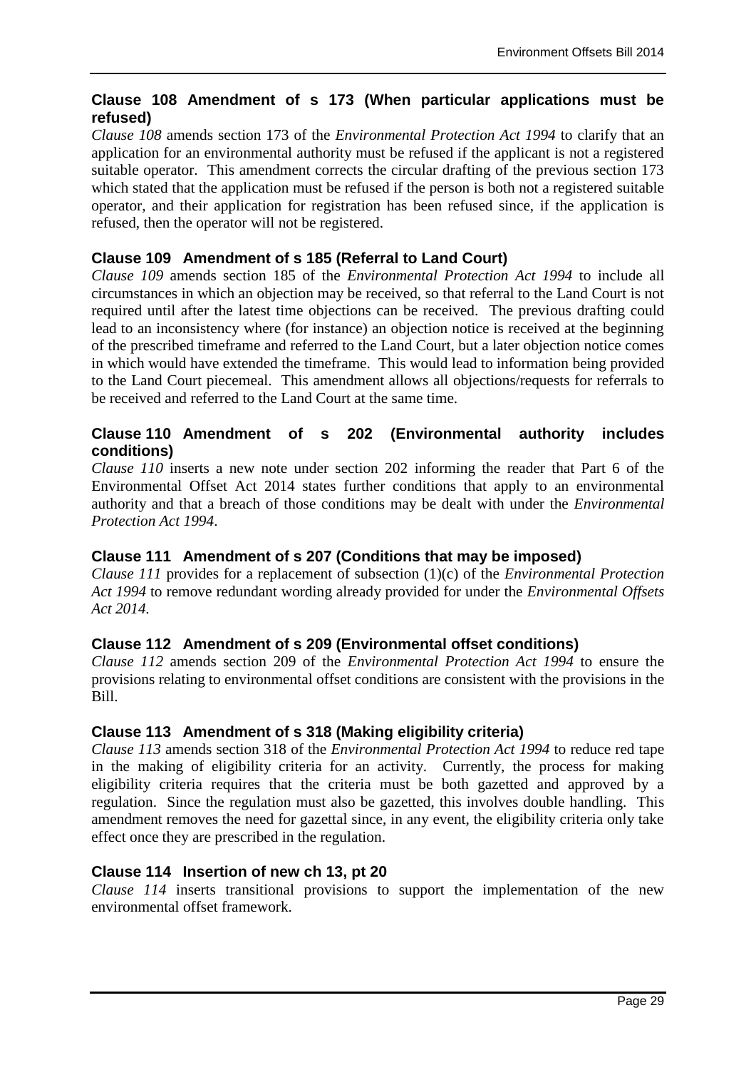### Clause 108 Amendment of s 173 (When particular applications must be refused)

*Clause 108* amends section 173 of the *Environmental Protection Act 1994* to clarify that an application for an environmental authority must be refused if the applicant is not a registered suitable operator. This amendment corrects the circular drafting of the previous section 173 which stated that the application must be refused if the person is both not a registered suitable operator, and their application for registration has been refused since, if the application is refused, then the operator will not be registered.

### Clause 109 Amendment of s 185 (Referral to Land Court)

*Clause 109* amends section 185 of the *Environmental Protection Act 1994* to include all circumstances in which an objection may be received, so that referral to the Land Court is not required until after the latest time objections can be received. The previous drafting could lead to an inconsistency where (for instance) an objection notice is received at the beginning of the prescribed timeframe and referred to the Land Court, but a later objection notice comes in which would have extended the timeframe. This would lead to information being provided to the Land Court piecemeal. This amendment allows all objections/requests for referrals to be received and referred to the Land Court at the same time.

### Clause 110 Amendment of s 202 (Environmental authority includes conditions)

*Clause 110* inserts a new note under section 202 informing the reader that Part 6 of the Environmental Offset Act 2014 states further conditions that apply to an environmental authority and that a breach of those conditions may be dealt with under the *Environmental Protection Act 1994*.

### Clause 111 Amendment of s 207 (Conditions that may be imposed)

*Clause 111* provides for a replacement of subsection (1)(c) of the *Environmental Protection Act 1994* to remove redundant wording already provided for under the *Environmental Offsets Act 2014.*

### Clause 112 Amendment of s 209 (Environmental offset conditions)

*Clause 112* amends section 209 of the *Environmental Protection Act 1994* to ensure the provisions relating to environmental offset conditions are consistent with the provisions in the Bill.

### Clause 113 Amendment of s 318 (Making eligibility criteria)

*Clause 113* amends section 318 of the *Environmental Protection Act 1994* to reduce red tape in the making of eligibility criteria for an activity. Currently, the process for making eligibility criteria requires that the criteria must be both gazetted and approved by a regulation. Since the regulation must also be gazetted, this involves double handling. This amendment removes the need for gazettal since, in any event, the eligibility criteria only take effect once they are prescribed in the regulation.

### Clause 114 Insertion of new ch 13, pt 20

*Clause 114* inserts transitional provisions to support the implementation of the new environmental offset framework.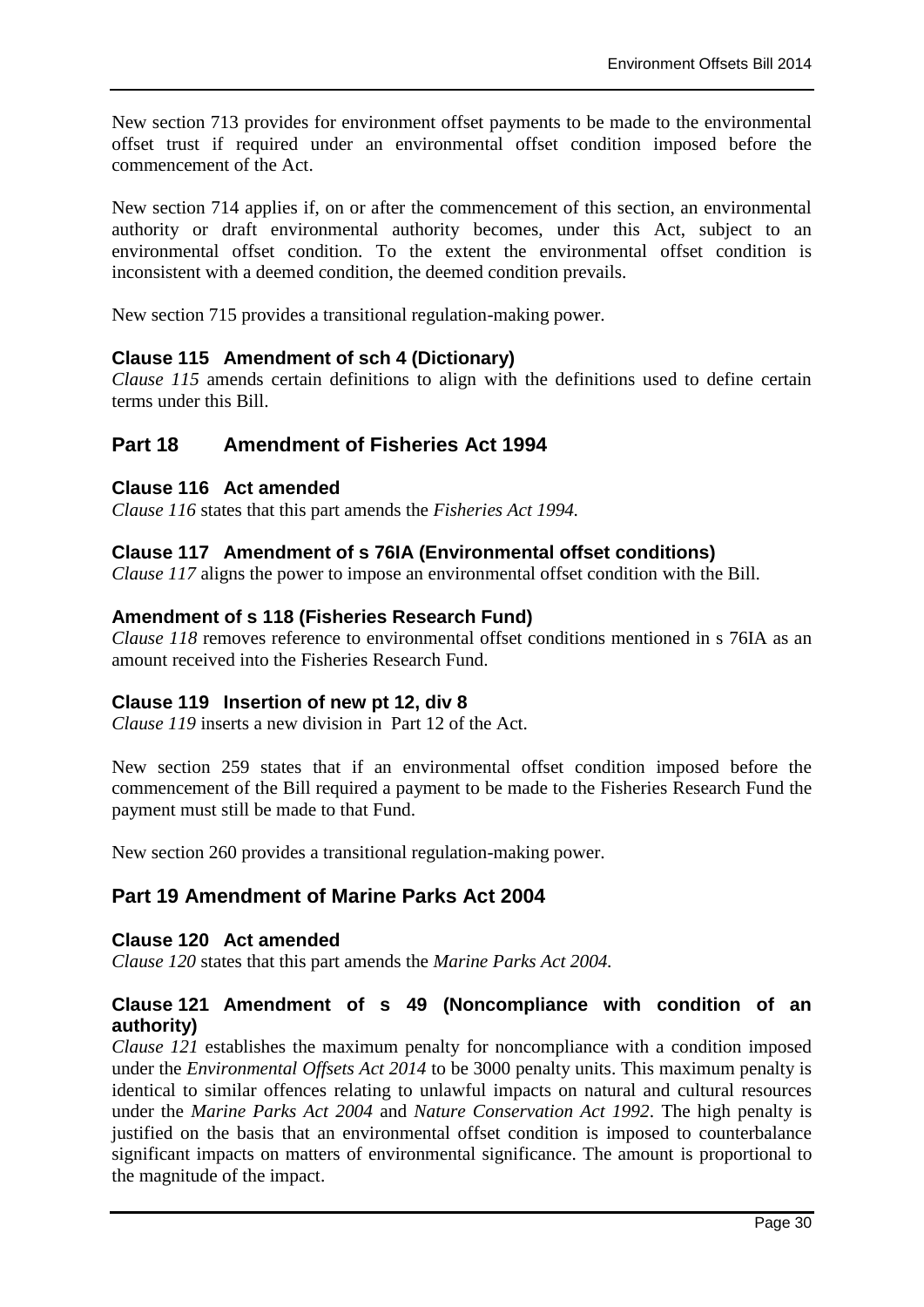New section 713 provides for environment offset payments to be made to the environmental offset trust if required under an environmental offset condition imposed before the commencement of the Act.

New section 714 applies if, on or after the commencement of this section, an environmental authority or draft environmental authority becomes, under this Act, subject to an environmental offset condition. To the extent the environmental offset condition is inconsistent with a deemed condition, the deemed condition prevails.

New section 715 provides a transitional regulation-making power.

### Clause 115 Amendment of sch 4 (Dictionary)

*Clause 115* amends certain definitions to align with the definitions used to define certain terms under this Bill.

## Part 18 Amendment of Fisheries Act 1994

### Clause 116 Act amended

*Clause 116* states that this part amends the *Fisheries Act 1994.*

### Clause 117 Amendment of s 76IA (Environmental offset conditions)

*Clause 117* aligns the power to impose an environmental offset condition with the Bill.

### Amendment of s 118 (Fisheries Research Fund)

*Clause 118* removes reference to environmental offset conditions mentioned in s 76IA as an amount received into the Fisheries Research Fund.

### Clause 119 Insertion of new pt 12, div 8

*Clause 119* inserts a new division in Part 12 of the Act.

New section 259 states that if an environmental offset condition imposed before the commencement of the Bill required a payment to be made to the Fisheries Research Fund the payment must still be made to that Fund.

New section 260 provides a transitional regulation-making power.

## Part 19 Amendment of Marine Parks Act 2004

### Clause 120 Act amended

*Clause 120* states that this part amends the *Marine Parks Act 2004.*

### Clause 121 Amendment of s 49 (Noncompliance with condition of an authority)

*Clause 121* establishes the maximum penalty for noncompliance with a condition imposed under the *Environmental Offsets Act 2014* to be 3000 penalty units. This maximum penalty is identical to similar offences relating to unlawful impacts on natural and cultural resources under the *Marine Parks Act 2004* and *Nature Conservation Act 1992*. The high penalty is justified on the basis that an environmental offset condition is imposed to counterbalance significant impacts on matters of environmental significance. The amount is proportional to the magnitude of the impact.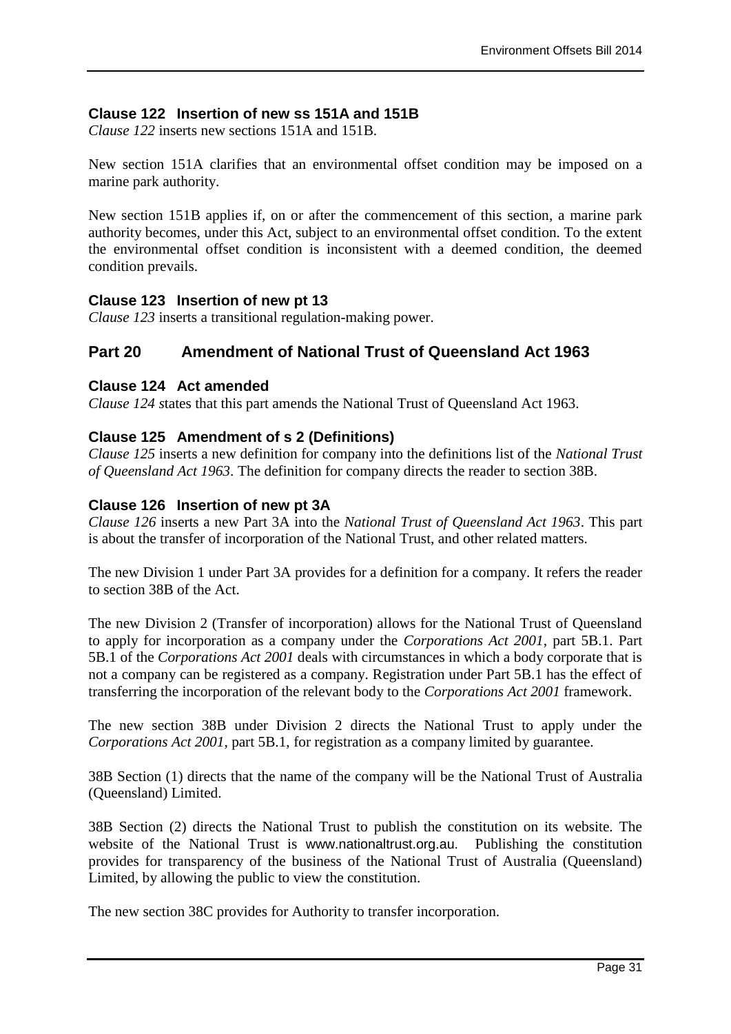### Clause 122 Insertion of new ss 151A and 151B

*Clause 122* inserts new sections 151A and 151B.

New section 151A clarifies that an environmental offset condition may be imposed on a marine park authority.

New section 151B applies if, on or after the commencement of this section, a marine park authority becomes, under this Act, subject to an environmental offset condition. To the extent the environmental offset condition is inconsistent with a deemed condition, the deemed condition prevails.

### Clause 123 Insertion of new pt 13

*Clause 123* inserts a transitional regulation-making power.

## Part 20 Amendment of National Trust of Queensland Act 1963

### Clause 124 Act amended

*Clause 124* states that this part amends the National Trust of Queensland Act 1963.

### Clause 125 Amendment of s 2 (Definitions)

*Clause 125* inserts a new definition for company into the definitions list of the *National Trust of Queensland Act 1963*. The definition for company directs the reader to section 38B.

### Clause 126 Insertion of new pt 3A

*Clause 126* inserts a new Part 3A into the *National Trust of Queensland Act 1963*. This part is about the transfer of incorporation of the National Trust, and other related matters.

The new Division 1 under Part 3A provides for a definition for a company. It refers the reader to section 38B of the Act.

The new Division 2 (Transfer of incorporation) allows for the National Trust of Queensland to apply for incorporation as a company under the *Corporations Act 2001*, part 5B.1. Part 5B.1 of the *Corporations Act 2001* deals with circumstances in which a body corporate that is not a company can be registered as a company. Registration under Part 5B.1 has the effect of transferring the incorporation of the relevant body to the *Corporations Act 2001* framework.

The new section 38B under Division 2 directs the National Trust to apply under the *Corporations Act 2001*, part 5B.1, for registration as a company limited by guarantee.

38B Section (1) directs that the name of the company will be the National Trust of Australia (Queensland) Limited.

38B Section (2) directs the National Trust to publish the constitution on its website. The website of the National Trust is www.nationaltrust.org.au. Publishing the constitution provides for transparency of the business of the National Trust of Australia (Queensland) Limited, by allowing the public to view the constitution.

The new section 38C provides for Authority to transfer incorporation.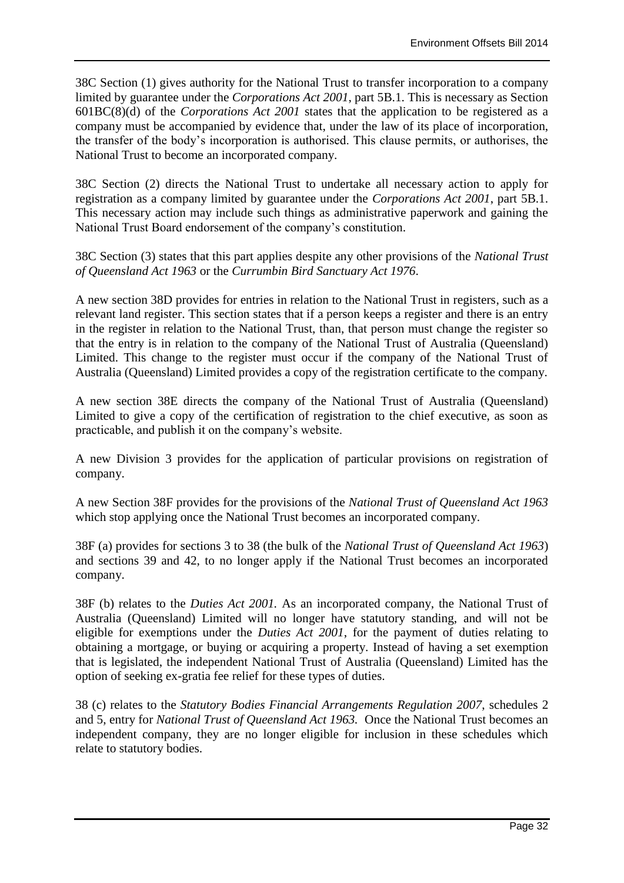38C Section (1) gives authority for the National Trust to transfer incorporation to a company limited by guarantee under the *Corporations Act 2001*, part 5B.1. This is necessary as Section 601BC(8)(d) of the *Corporations Act 2001* states that the application to be registered as a company must be accompanied by evidence that, under the law of its place of incorporation, the transfer of the body's incorporation is authorised. This clause permits, or authorises, the National Trust to become an incorporated company.

38C Section (2) directs the National Trust to undertake all necessary action to apply for registration as a company limited by guarantee under the *Corporations Act 2001*, part 5B.1. This necessary action may include such things as administrative paperwork and gaining the National Trust Board endorsement of the company's constitution.

38C Section (3) states that this part applies despite any other provisions of the *National Trust of Queensland Act 1963* or the *Currumbin Bird Sanctuary Act 1976*.

A new section 38D provides for entries in relation to the National Trust in registers, such as a relevant land register. This section states that if a person keeps a register and there is an entry in the register in relation to the National Trust, than, that person must change the register so that the entry is in relation to the company of the National Trust of Australia (Queensland) Limited. This change to the register must occur if the company of the National Trust of Australia (Queensland) Limited provides a copy of the registration certificate to the company.

A new section 38E directs the company of the National Trust of Australia (Queensland) Limited to give a copy of the certification of registration to the chief executive, as soon as practicable, and publish it on the company's website.

A new Division 3 provides for the application of particular provisions on registration of company.

A new Section 38F provides for the provisions of the *National Trust of Queensland Act 1963* which stop applying once the National Trust becomes an incorporated company.

38F (a) provides for sections 3 to 38 (the bulk of the *National Trust of Queensland Act 1963*) and sections 39 and 42, to no longer apply if the National Trust becomes an incorporated company.

38F (b) relates to the *Duties Act 2001.* As an incorporated company, the National Trust of Australia (Queensland) Limited will no longer have statutory standing, and will not be eligible for exemptions under the *Duties Act 2001*, for the payment of duties relating to obtaining a mortgage, or buying or acquiring a property. Instead of having a set exemption that is legislated, the independent National Trust of Australia (Queensland) Limited has the option of seeking ex-gratia fee relief for these types of duties.

38 (c) relates to the *Statutory Bodies Financial Arrangements Regulation 2007*, schedules 2 and 5, entry for *National Trust of Queensland Act 1963.* Once the National Trust becomes an independent company, they are no longer eligible for inclusion in these schedules which relate to statutory bodies.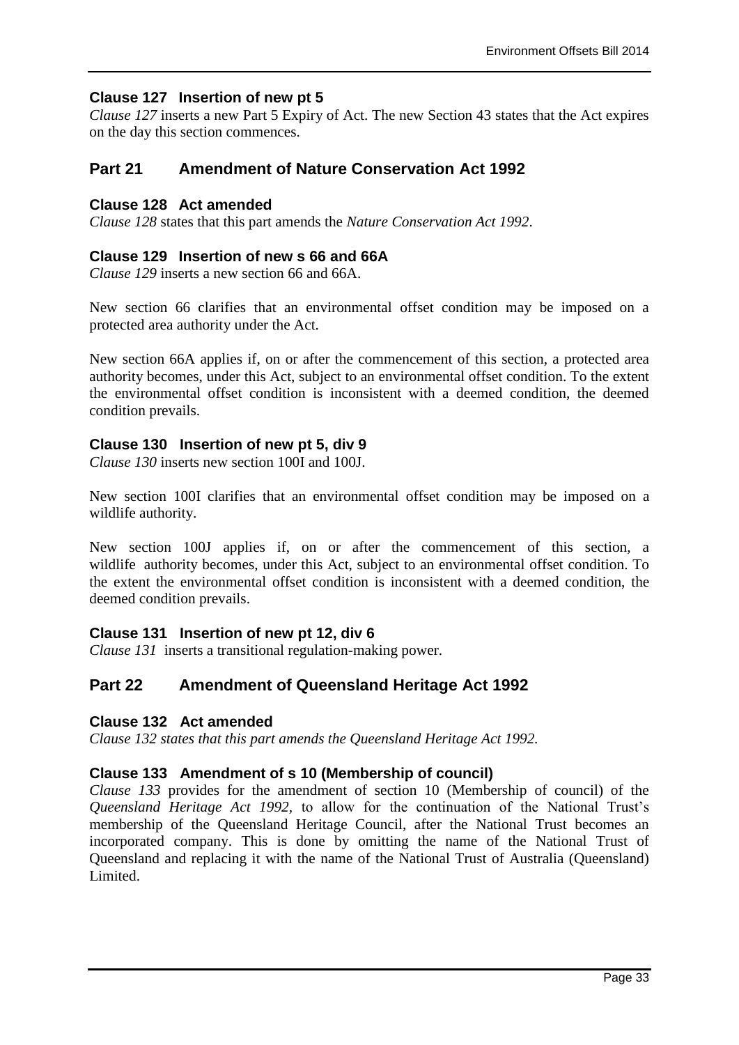### Clause 127 Insertion of new pt 5

*Clause 127* inserts a new Part 5 Expiry of Act. The new Section 43 states that the Act expires on the day this section commences.

## Part 21 Amendment of Nature Conservation Act 1992

### Clause 128 Act amended

*Clause 128* states that this part amends the *Nature Conservation Act 1992*.

### Clause 129 Insertion of new s 66 and 66A

*Clause 129* inserts a new section 66 and 66A.

New section 66 clarifies that an environmental offset condition may be imposed on a protected area authority under the Act.

New section 66A applies if, on or after the commencement of this section, a protected area authority becomes, under this Act, subject to an environmental offset condition. To the extent the environmental offset condition is inconsistent with a deemed condition, the deemed condition prevails.

### Clause 130 Insertion of new pt 5, div 9

*Clause 130* inserts new section 100I and 100J.

New section 100I clarifies that an environmental offset condition may be imposed on a wildlife authority.

New section 100J applies if, on or after the commencement of this section, a wildlife authority becomes, under this Act, subject to an environmental offset condition. To the extent the environmental offset condition is inconsistent with a deemed condition, the deemed condition prevails.

### Clause 131 Insertion of new pt 12, div 6

*Clause 131* inserts a transitional regulation-making power.

## Part 22 Amendment of Queensland Heritage Act 1992

### Clause 132 Act amended

*Clause 132 states that this part amends the Queensland Heritage Act 1992.*

### Clause 133 Amendment of s 10 (Membership of council)

*Clause 133* provides for the amendment of section 10 (Membership of council) of the *Queensland Heritage Act 1992*, to allow for the continuation of the National Trust's membership of the Queensland Heritage Council, after the National Trust becomes an incorporated company. This is done by omitting the name of the National Trust of Queensland and replacing it with the name of the National Trust of Australia (Queensland) Limited.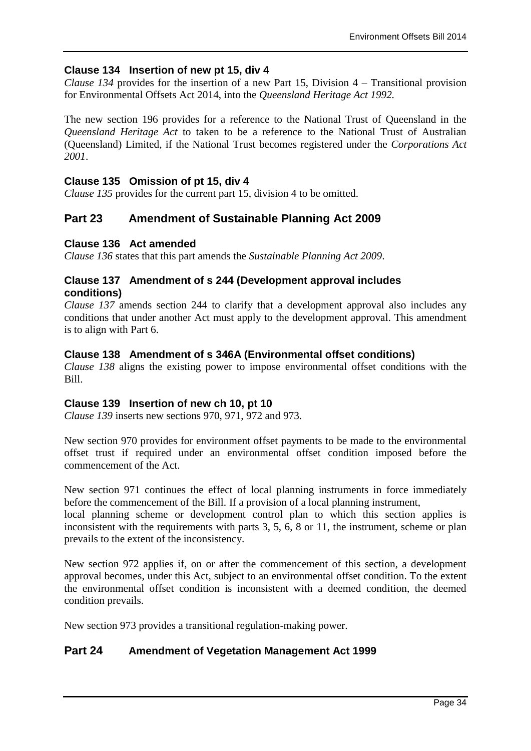### Clause 134 Insertion of new pt 15, div 4

*Clause 134* provides for the insertion of a new Part 15, Division 4 – Transitional provision for Environmental Offsets Act 2014, into the *Queensland Heritage Act 1992.*

The new section 196 provides for a reference to the National Trust of Queensland in the *Queensland Heritage Act* to taken to be a reference to the National Trust of Australian (Queensland) Limited, if the National Trust becomes registered under the *Corporations Act 2001*.

### Clause 135 Omission of pt 15, div 4

*Clause 135* provides for the current part 15, division 4 to be omitted.

## Part 23 Amendment of Sustainable Planning Act 2009

### Clause 136 Act amended

*Clause 136* states that this part amends the *Sustainable Planning Act 2009*.

### Clause 137 Amendment of s 244 (Development approval includes conditions)

*Clause 137* amends section 244 to clarify that a development approval also includes any conditions that under another Act must apply to the development approval. This amendment is to align with Part 6.

### Clause 138 Amendment of s 346A (Environmental offset conditions)

*Clause 138* aligns the existing power to impose environmental offset conditions with the Bill.

### Clause 139 Insertion of new ch 10, pt 10

*Clause 139* inserts new sections 970, 971, 972 and 973.

New section 970 provides for environment offset payments to be made to the environmental offset trust if required under an environmental offset condition imposed before the commencement of the Act.

New section 971 continues the effect of local planning instruments in force immediately before the commencement of the Bill. If a provision of a local planning instrument, local planning scheme or development control plan to which this section applies is inconsistent with the requirements with parts 3, 5, 6, 8 or 11, the instrument, scheme or plan prevails to the extent of the inconsistency.

New section 972 applies if, on or after the commencement of this section, a development approval becomes, under this Act, subject to an environmental offset condition. To the extent the environmental offset condition is inconsistent with a deemed condition, the deemed condition prevails.

New section 973 provides a transitional regulation-making power.

## Part 24 Amendment of Vegetation Management Act 1999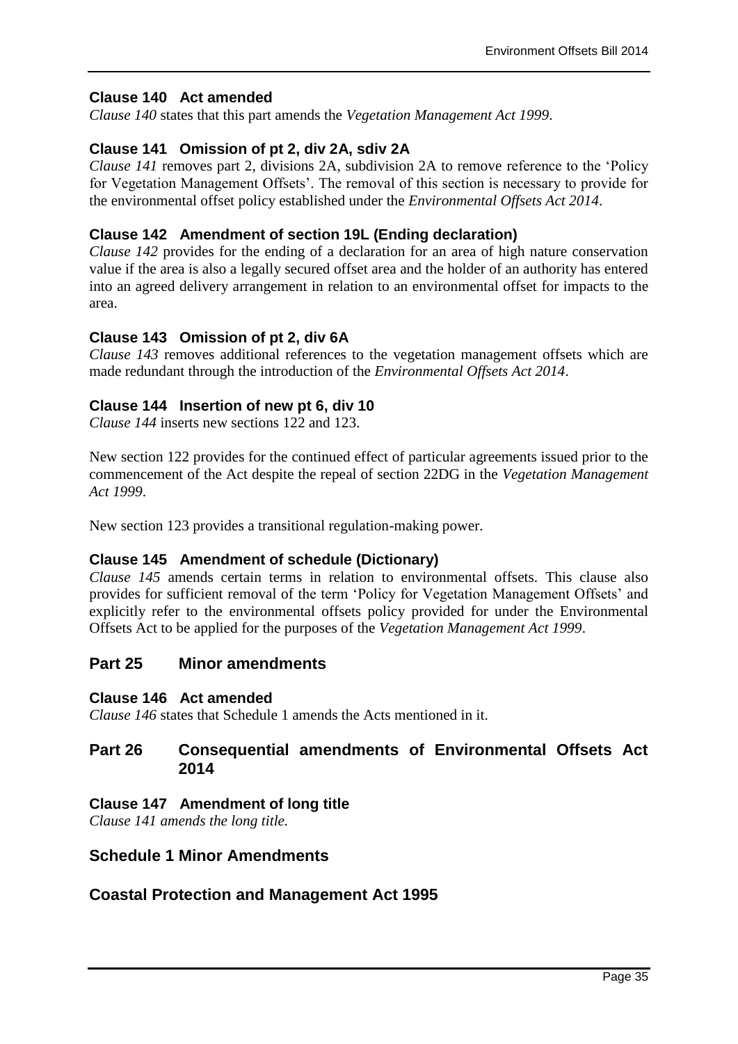### Clause 140 Act amended

*Clause 140* states that this part amends the *Vegetation Management Act 1999*.

### Clause 141 Omission of pt 2, div 2A, sdiv 2A

*Clause 141* removes part 2, divisions 2A, subdivision 2A to remove reference to the 'Policy for Vegetation Management Offsets'. The removal of this section is necessary to provide for the environmental offset policy established under the *Environmental Offsets Act 2014*.

### Clause 142 Amendment of section 19L (Ending declaration)

*Clause 142* provides for the ending of a declaration for an area of high nature conservation value if the area is also a legally secured offset area and the holder of an authority has entered into an agreed delivery arrangement in relation to an environmental offset for impacts to the area.

### Clause 143 Omission of pt 2, div 6A

*Clause 143* removes additional references to the vegetation management offsets which are made redundant through the introduction of the *Environmental Offsets Act 2014*.

### Clause 144 Insertion of new pt 6, div 10

*Clause 144* inserts new sections 122 and 123.

New section 122 provides for the continued effect of particular agreements issued prior to the commencement of the Act despite the repeal of section 22DG in the *Vegetation Management Act 1999*.

New section 123 provides a transitional regulation-making power.

### Clause 145 Amendment of schedule (Dictionary)

*Clause 145* amends certain terms in relation to environmental offsets. This clause also provides for sufficient removal of the term 'Policy for Vegetation Management Offsets' and explicitly refer to the environmental offsets policy provided for under the Environmental Offsets Act to be applied for the purposes of the *Vegetation Management Act 1999*.

## Part 25 Minor amendments

### Clause 146 Act amended

*Clause 146* states that Schedule 1 amends the Acts mentioned in it.

## Part 26 Consequential amendments of Environmental Offsets Act 2014

### Clause 147 Amendment of long title

*Clause 141 amends the long title.*

## Schedule 1 Minor Amendments

## Coastal Protection and Management Act 1995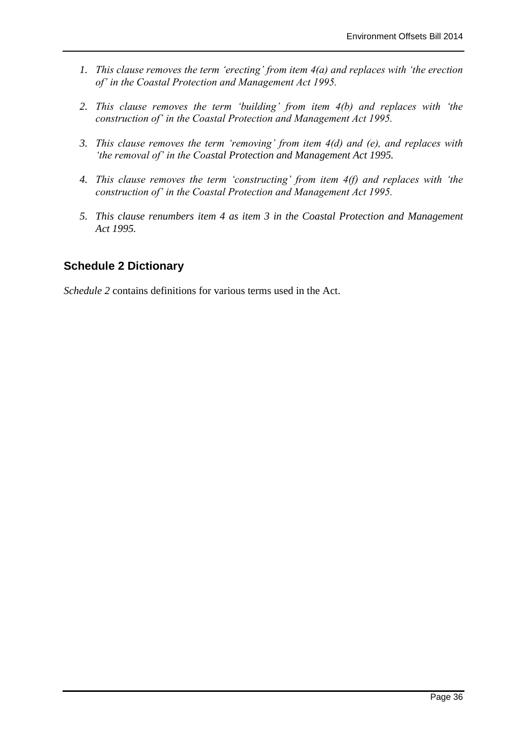1. *This clause removes the term 'erecting' from item 4(a) and replaces with 'the erection of' in the Coastal Protection and Management Act 1995.*

2. *This clause removes the term 'building' from item 4(b) and replaces with 'the construction of' in the Coastal Protection and Management Act 1995.*

3. *This clause removes the term 'removing' from item 4(d) and (e), and replaces with 'the removal of' in the Coastal Protection and Management Act 1995.*

4. *This clause removes the term 'constructing' from item 4(f) and replaces with 'the construction of' in the Coastal Protection and Management Act 1995.*

5. *This clause renumbers item 4 as item 3 in the Coastal Protection and Management Act 1995.*

## Schedule 2 Dictionary

*Schedule 2* contains definitions for various terms used in the Act.